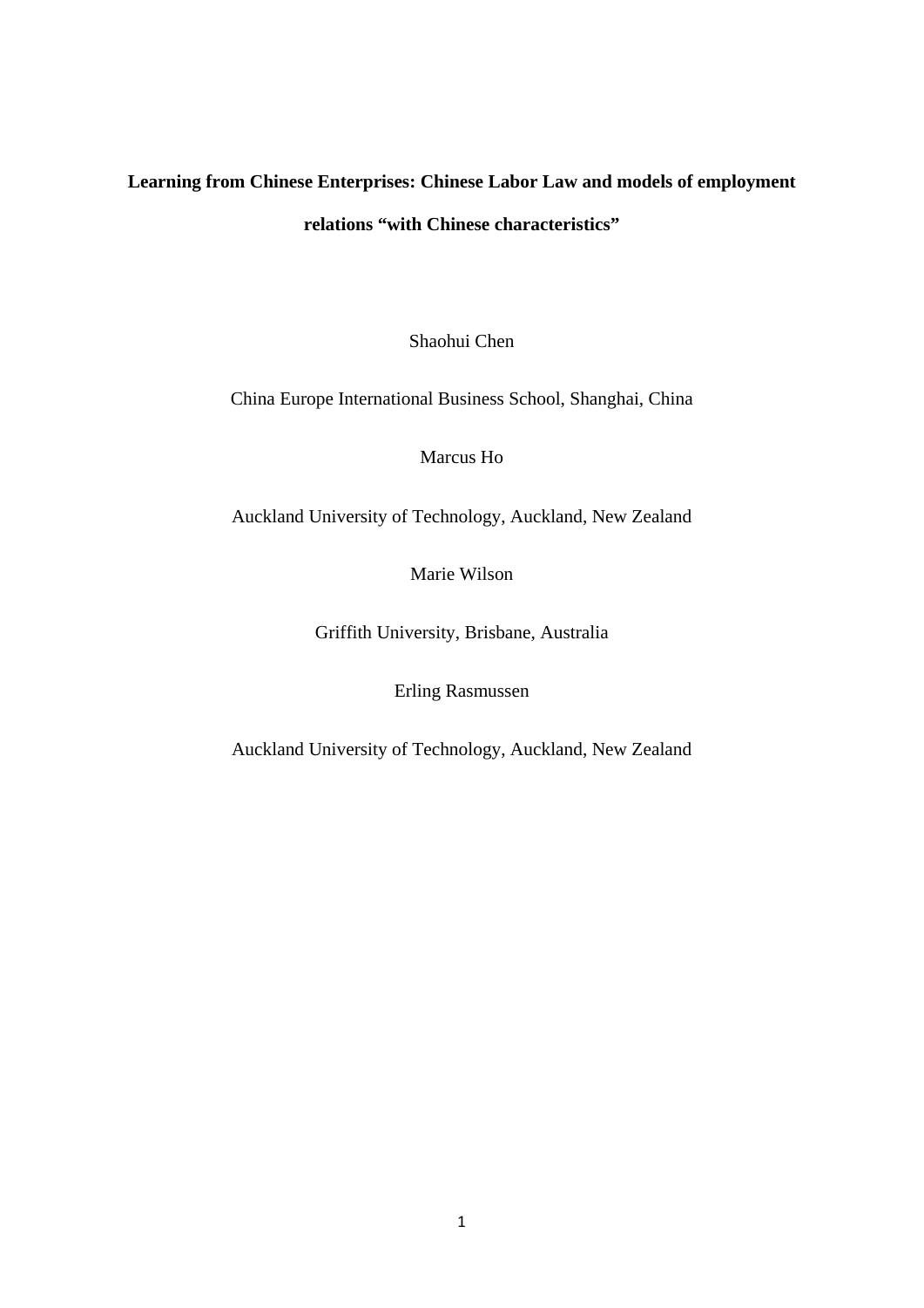# Learning from Chinese Enterprises: Chinese Labor Law and models of employment relations "with Chinese characteristics"

Shaohui Chen

China Europe International Business School, Shanghai, China

Marcus Ho

Auckland University of Technology, Auckland, New Zealand

Marie Wilson

Griffith University, Brisbane, Australia

Erling Rasmussen

Auckland University of Technology, Auckland, New Zealand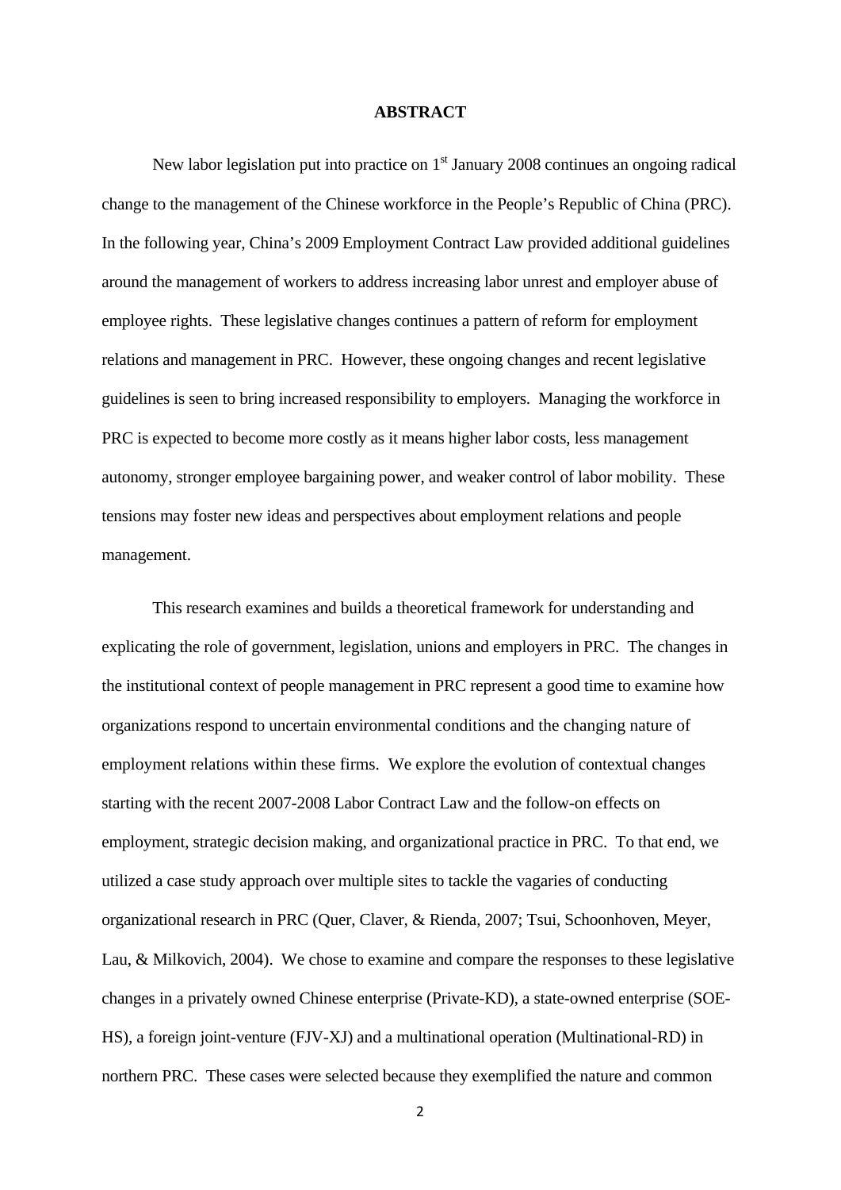# ABSTRACT

New labor legislation put into practice on 1st January 2008 continues an ongoing radical change to the management of the Chinese workforce in the People's Republic of China (PRC). In the following year, China's 2009 Employment Contract Law provided additional guidelines around the management of workers to address increasing labor unrest and employer abuse of employee rights. These legislative changes continues a pattern of reform for employment relations and management in PRC. However, these ongoing changes and recent legislative guidelines is seen to bring increased responsibility to employers. Managing the workforce in PRC is expected to become more costly as it means higher labor costs, less management autonomy, stronger employee bargaining power, and weaker control of labor mobility. These tensions may foster new ideas and perspectives about employment relations and people management.

This research examines and builds a theoretical framework for understanding and explicating the role of government, legislation, unions and employers in PRC. The changes in the institutional context of people management in PRC represent a good time to examine how organizations respond to uncertain environmental conditions and the changing nature of employment relations within these firms. We explore the evolution of contextual changes starting with the recent 2007-2008 Labor Contract Law and the follow-on effects on employment, strategic decision making, and organizational practice in PRC. To that end, we utilized a case study approach over multiple sites to tackle the vagaries of conducting organizational research in PRC (Quer, Claver, & Rienda, 2007; Tsui, Schoonhoven, Meyer, Lau, & Milkovich, 2004). We chose to examine and compare the responses to these legislative changes in a privately owned Chinese enterprise (Private-KD), a state-owned enterprise (SOE-HS), a foreign joint-venture (FJV-XJ) and a multinational operation (Multinational-RD) in northern PRC. These cases were selected because they exemplified the nature and common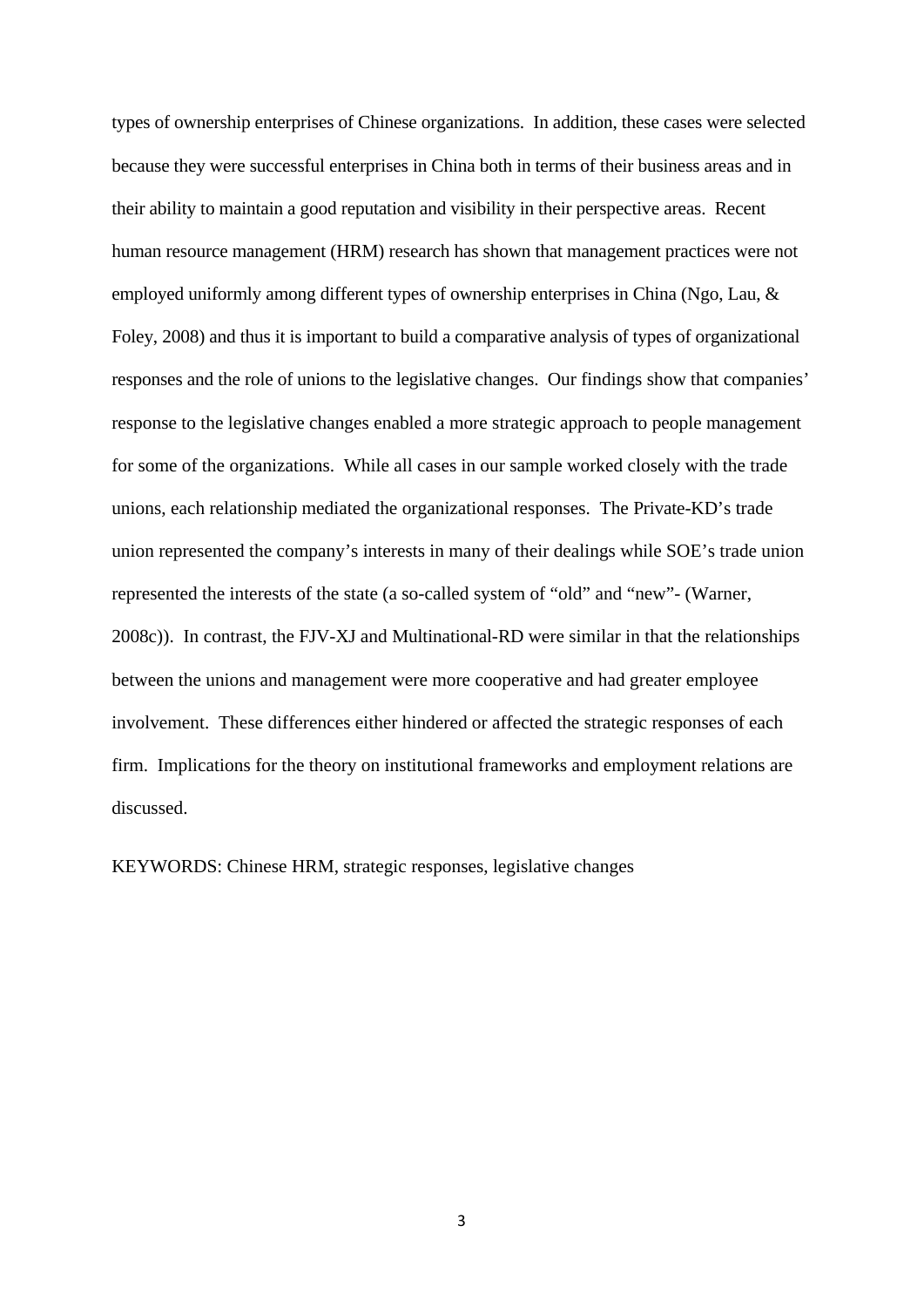types of ownership enterprises of Chinese organizations. In addition, these cases were selected because they were successful enterprises in China both in terms of their business areas and in their ability to maintain a good reputation and visibility in their perspective areas. Recent human resource management (HRM) research has shown that management practices were not employed uniformly among different types of ownership enterprises in China (Ngo, Lau, & Foley, 2008) and thus it is important to build a comparative analysis of types of organizational responses and the role of unions to the legislative changes. Our findings show that companies' response to the legislative changes enabled a more strategic approach to people management for some of the organizations. While all cases in our sample worked closely with the trade unions, each relationship mediated the organizational responses. The Private-KD's trade union represented the company's interests in many of their dealings while SOE's trade union represented the interests of the state (a so-called system of "old" and "new"- (Warner, 2008c)). In contrast, the FJV-XJ and Multinational-RD were similar in that the relationships between the unions and management were more cooperative and had greater employee involvement. These differences either hindered or affected the strategic responses of each firm. Implications for the theory on institutional frameworks and employment relations are discussed.

KEYWORDS: Chinese HRM, strategic responses, legislative changes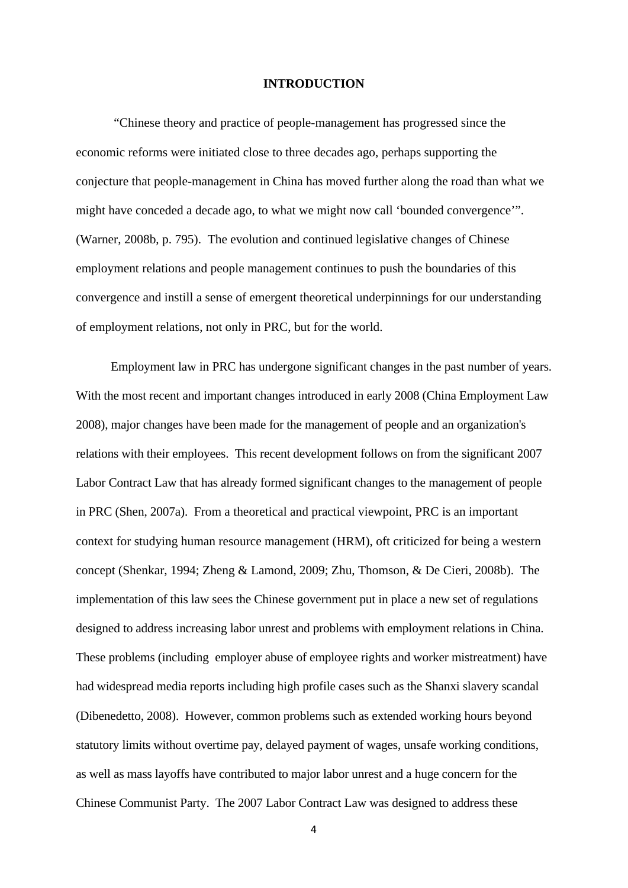# INTRODUCTION

"Chinese theory and practice of people-management has progressed since the economic reforms were initiated close to three decades ago, perhaps supporting the conjecture that people-management in China has moved further along the road than what we might have conceded a decade ago, to what we might now call 'bounded convergence'". (Warner, 2008b, p. 795). The evolution and continued legislative changes of Chinese employment relations and people management continues to push the boundaries of this convergence and instill a sense of emergent theoretical underpinnings for our understanding of employment relations, not only in PRC, but for the world.

Employment law in PRC has undergone significant changes in the past number of years. With the most recent and important changes introduced in early 2008 (China Employment Law 2008), major changes have been made for the management of people and an organization's relations with their employees. This recent development follows on from the significant 2007 Labor Contract Law that has already formed significant changes to the management of people in PRC (Shen, 2007a). From a theoretical and practical viewpoint, PRC is an important context for studying human resource management (HRM), oft criticized for being a western concept (Shenkar, 1994; Zheng & Lamond, 2009; Zhu, Thomson, & De Cieri, 2008b). The implementation of this law sees the Chinese government put in place a new set of regulations designed to address increasing labor unrest and problems with employment relations in China. These problems (including employer abuse of employee rights and worker mistreatment) have had widespread media reports including high profile cases such as the Shanxi slavery scandal (Dibenedetto, 2008). However, common problems such as extended working hours beyond statutory limits without overtime pay, delayed payment of wages, unsafe working conditions, as well as mass layoffs have contributed to major labor unrest and a huge concern for the Chinese Communist Party. The 2007 Labor Contract Law was designed to address these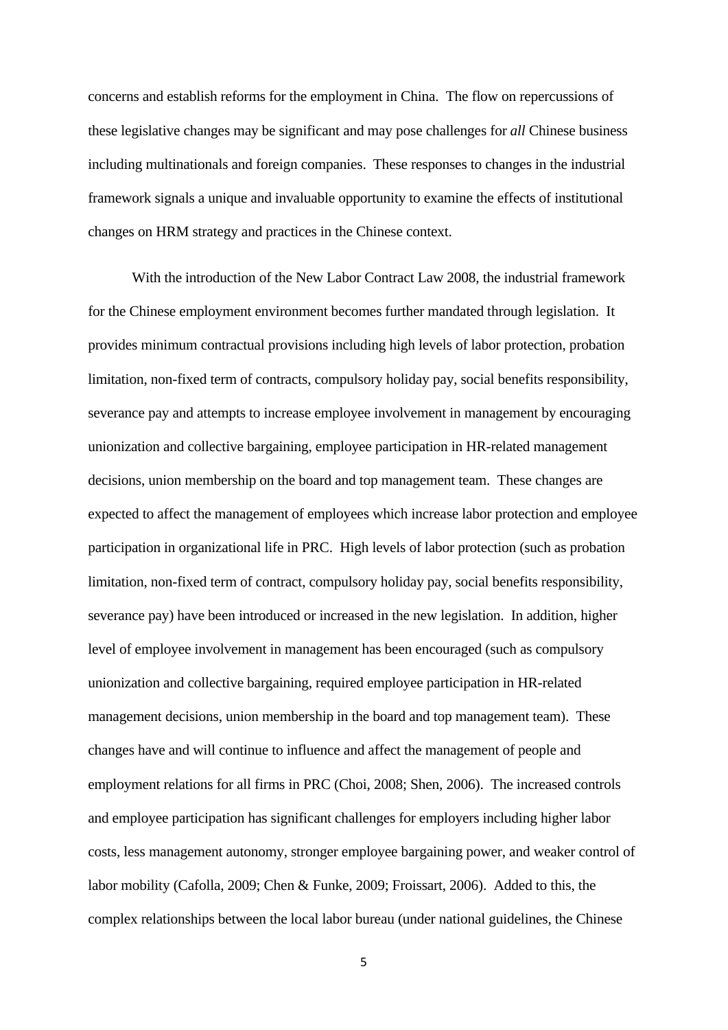concerns and establish reforms for the employment in China. The flow on repercussions of these legislative changes may be significant and may pose challenges for *all* Chinese business including multinationals and foreign companies. These responses to changes in the industrial framework signals a unique and invaluable opportunity to examine the effects of institutional changes on HRM strategy and practices in the Chinese context.

With the introduction of the New Labor Contract Law 2008, the industrial framework for the Chinese employment environment becomes further mandated through legislation. It provides minimum contractual provisions including high levels of labor protection, probation limitation, non-fixed term of contracts, compulsory holiday pay, social benefits responsibility, severance pay and attempts to increase employee involvement in management by encouraging unionization and collective bargaining, employee participation in HR-related management decisions, union membership on the board and top management team. These changes are expected to affect the management of employees which increase labor protection and employee participation in organizational life in PRC. High levels of labor protection (such as probation limitation, non-fixed term of contract, compulsory holiday pay, social benefits responsibility, severance pay) have been introduced or increased in the new legislation. In addition, higher level of employee involvement in management has been encouraged (such as compulsory unionization and collective bargaining, required employee participation in HR-related management decisions, union membership in the board and top management team). These changes have and will continue to influence and affect the management of people and employment relations for all firms in PRC (Choi, 2008; Shen, 2006). The increased controls and employee participation has significant challenges for employers including higher labor costs, less management autonomy, stronger employee bargaining power, and weaker control of labor mobility (Cafolla, 2009; Chen & Funke, 2009; Froissart, 2006). Added to this, the complex relationships between the local labor bureau (under national guidelines, the Chinese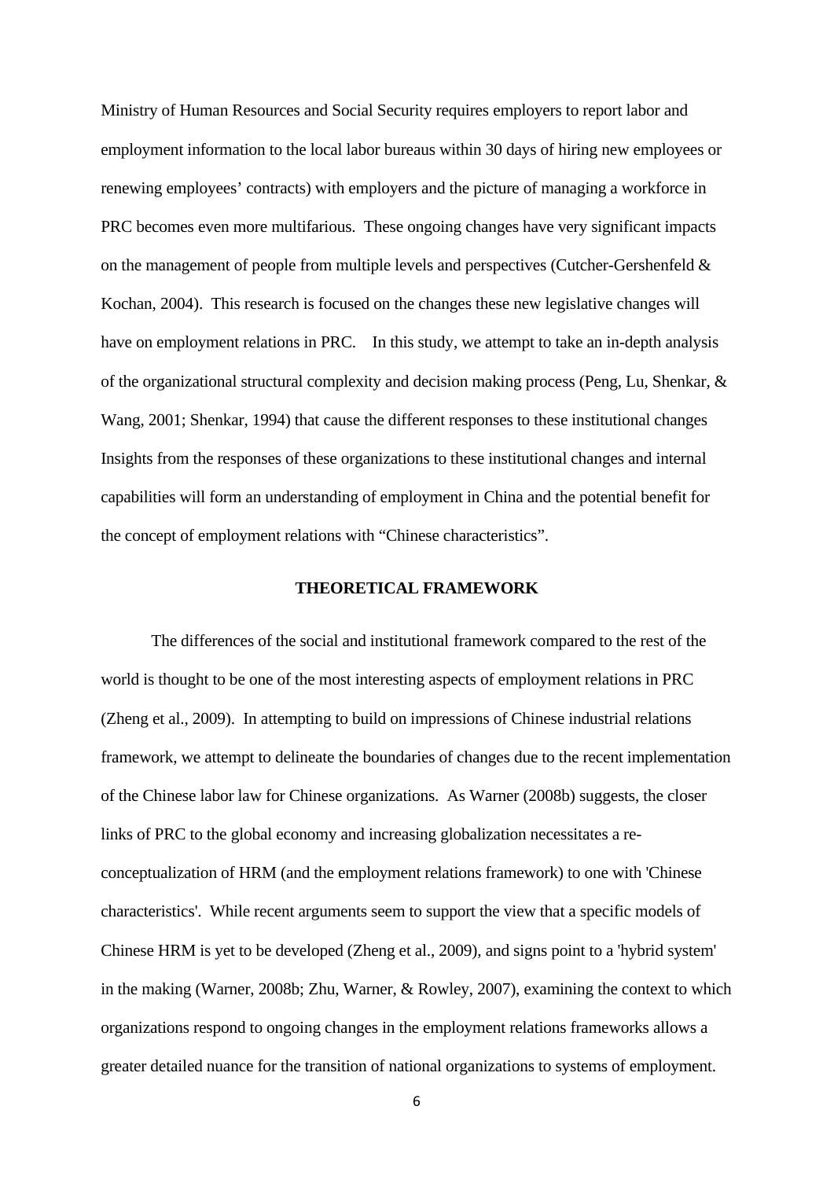Ministry of Human Resources and Social Security requires employers to report labor and employment information to the local labor bureaus within 30 days of hiring new employees or renewing employees' contracts) with employers and the picture of managing a workforce in PRC becomes even more multifarious. These ongoing changes have very significant impacts on the management of people from multiple levels and perspectives (Cutcher-Gershenfeld & Kochan, 2004). This research is focused on the changes these new legislative changes will have on employment relations in PRC. In this study, we attempt to take an in-depth analysis of the organizational structural complexity and decision making process (Peng, Lu, Shenkar, & Wang, 2001; Shenkar, 1994) that cause the different responses to these institutional changes Insights from the responses of these organizations to these institutional changes and internal capabilities will form an understanding of employment in China and the potential benefit for the concept of employment relations with "Chinese characteristics".

## THEORETICAL FRAMEWORK

The differences of the social and institutional framework compared to the rest of the world is thought to be one of the most interesting aspects of employment relations in PRC (Zheng et al., 2009). In attempting to build on impressions of Chinese industrial relations framework, we attempt to delineate the boundaries of changes due to the recent implementation of the Chinese labor law for Chinese organizations. As Warner (2008b) suggests, the closer links of PRC to the global economy and increasing globalization necessitates a re-conceptualization of HRM (and the employment relations framework) to one with 'Chinese characteristics'. While recent arguments seem to support the view that a specific models of Chinese HRM is yet to be developed (Zheng et al., 2009), and signs point to a 'hybrid system' in the making (Warner, 2008b; Zhu, Warner, & Rowley, 2007), examining the context to which organizations respond to ongoing changes in the employment relations frameworks allows a greater detailed nuance for the transition of national organizations to systems of employment.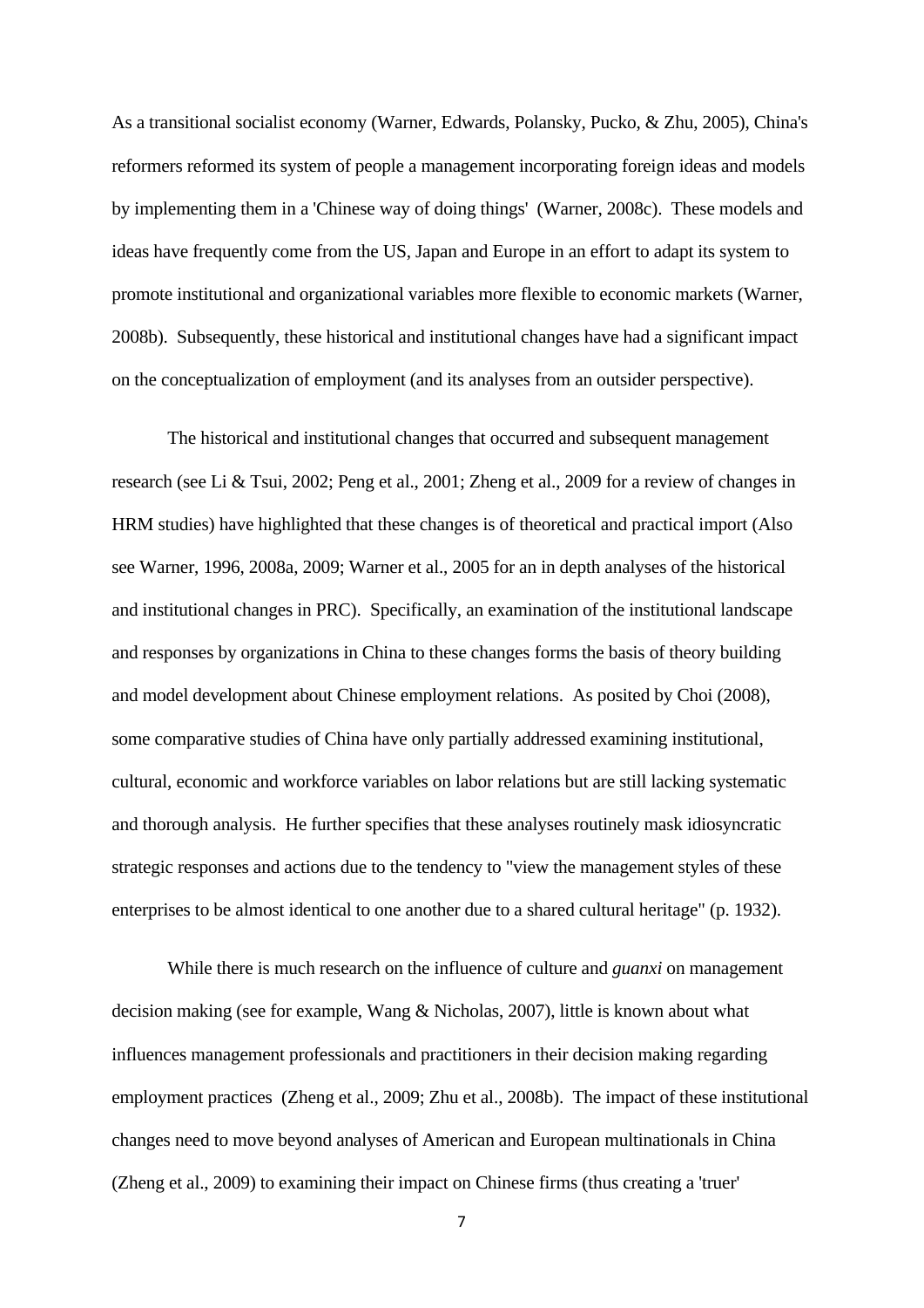As a transitional socialist economy (Warner, Edwards, Polansky, Pucko, & Zhu, 2005), China's reformers reformed its system of people a management incorporating foreign ideas and models by implementing them in a 'Chinese way of doing things' (Warner, 2008c). These models and ideas have frequently come from the US, Japan and Europe in an effort to adapt its system to promote institutional and organizational variables more flexible to economic markets (Warner, 2008b). Subsequently, these historical and institutional changes have had a significant impact on the conceptualization of employment (and its analyses from an outsider perspective).

The historical and institutional changes that occurred and subsequent management research (see Li & Tsui, 2002; Peng et al., 2001; Zheng et al., 2009 for a review of changes in HRM studies) have highlighted that these changes is of theoretical and practical import (Also see Warner, 1996, 2008a, 2009; Warner et al., 2005 for an in depth analyses of the historical and institutional changes in PRC). Specifically, an examination of the institutional landscape and responses by organizations in China to these changes forms the basis of theory building and model development about Chinese employment relations. As posited by Choi (2008), some comparative studies of China have only partially addressed examining institutional, cultural, economic and workforce variables on labor relations but are still lacking systematic and thorough analysis. He further specifies that these analyses routinely mask idiosyncratic strategic responses and actions due to the tendency to "view the management styles of these enterprises to be almost identical to one another due to a shared cultural heritage" (p. 1932).

While there is much research on the influence of culture and *guanxi* on management decision making (see for example, Wang & Nicholas, 2007), little is known about what influences management professionals and practitioners in their decision making regarding employment practices (Zheng et al., 2009; Zhu et al., 2008b). The impact of these institutional changes need to move beyond analyses of American and European multinationals in China (Zheng et al., 2009) to examining their impact on Chinese firms (thus creating a 'truer'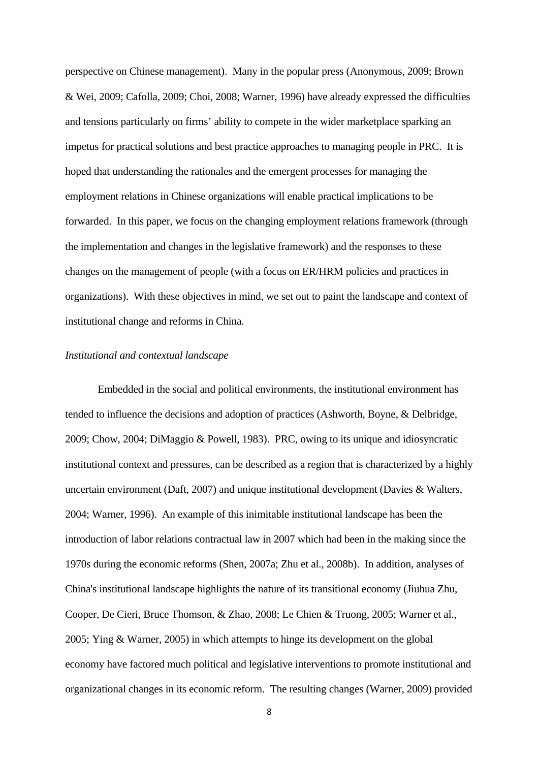perspective on Chinese management). Many in the popular press (Anonymous, 2009; Brown & Wei, 2009; Cafolla, 2009; Choi, 2008; Warner, 1996) have already expressed the difficulties and tensions particularly on firms' ability to compete in the wider marketplace sparking an impetus for practical solutions and best practice approaches to managing people in PRC. It is hoped that understanding the rationales and the emergent processes for managing the employment relations in Chinese organizations will enable practical implications to be forwarded. In this paper, we focus on the changing employment relations framework (through the implementation and changes in the legislative framework) and the responses to these changes on the management of people (with a focus on ER/HRM policies and practices in organizations). With these objectives in mind, we set out to paint the landscape and context of institutional change and reforms in China.

*Institutional and contextual landscape*

Embedded in the social and political environments, the institutional environment has tended to influence the decisions and adoption of practices (Ashworth, Boyne, & Delbridge, 2009; Chow, 2004; DiMaggio & Powell, 1983). PRC, owing to its unique and idiosyncratic institutional context and pressures, can be described as a region that is characterized by a highly uncertain environment (Daft, 2007) and unique institutional development (Davies & Walters, 2004; Warner, 1996). An example of this inimitable institutional landscape has been the introduction of labor relations contractual law in 2007 which had been in the making since the 1970s during the economic reforms (Shen, 2007a; Zhu et al., 2008b). In addition, analyses of China's institutional landscape highlights the nature of its transitional economy (Jiuhua Zhu, Cooper, De Cieri, Bruce Thomson, & Zhao, 2008; Le Chien & Truong, 2005; Warner et al., 2005; Ying & Warner, 2005) in which attempts to hinge its development on the global economy have factored much political and legislative interventions to promote institutional and organizational changes in its economic reform. The resulting changes (Warner, 2009) provided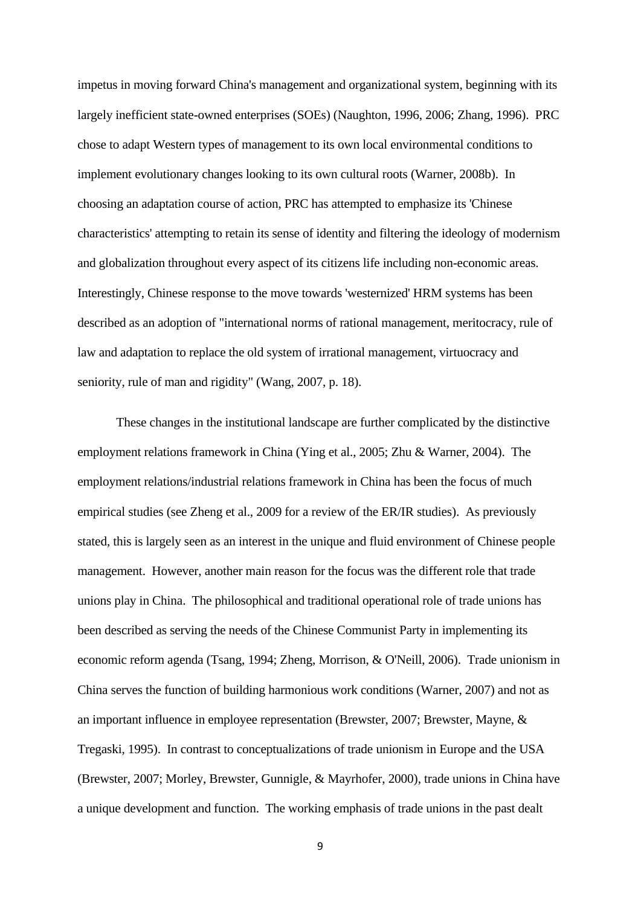impetus in moving forward China's management and organizational system, beginning with its largely inefficient state-owned enterprises (SOEs) (Naughton, 1996, 2006; Zhang, 1996). PRC chose to adapt Western types of management to its own local environmental conditions to implement evolutionary changes looking to its own cultural roots (Warner, 2008b). In choosing an adaptation course of action, PRC has attempted to emphasize its 'Chinese characteristics' attempting to retain its sense of identity and filtering the ideology of modernism and globalization throughout every aspect of its citizens life including non-economic areas. Interestingly, Chinese response to the move towards 'westernized' HRM systems has been described as an adoption of "international norms of rational management, meritocracy, rule of law and adaptation to replace the old system of irrational management, virtuocracy and seniority, rule of man and rigidity" (Wang, 2007, p. 18).

These changes in the institutional landscape are further complicated by the distinctive employment relations framework in China (Ying et al., 2005; Zhu & Warner, 2004). The employment relations/industrial relations framework in China has been the focus of much empirical studies (see Zheng et al., 2009 for a review of the ER/IR studies). As previously stated, this is largely seen as an interest in the unique and fluid environment of Chinese people management. However, another main reason for the focus was the different role that trade unions play in China. The philosophical and traditional operational role of trade unions has been described as serving the needs of the Chinese Communist Party in implementing its economic reform agenda (Tsang, 1994; Zheng, Morrison, & O'Neill, 2006). Trade unionism in China serves the function of building harmonious work conditions (Warner, 2007) and not as an important influence in employee representation (Brewster, 2007; Brewster, Mayne, & Tregaski, 1995). In contrast to conceptualizations of trade unionism in Europe and the USA (Brewster, 2007; Morley, Brewster, Gunnigle, & Mayrhofer, 2000), trade unions in China have a unique development and function. The working emphasis of trade unions in the past dealt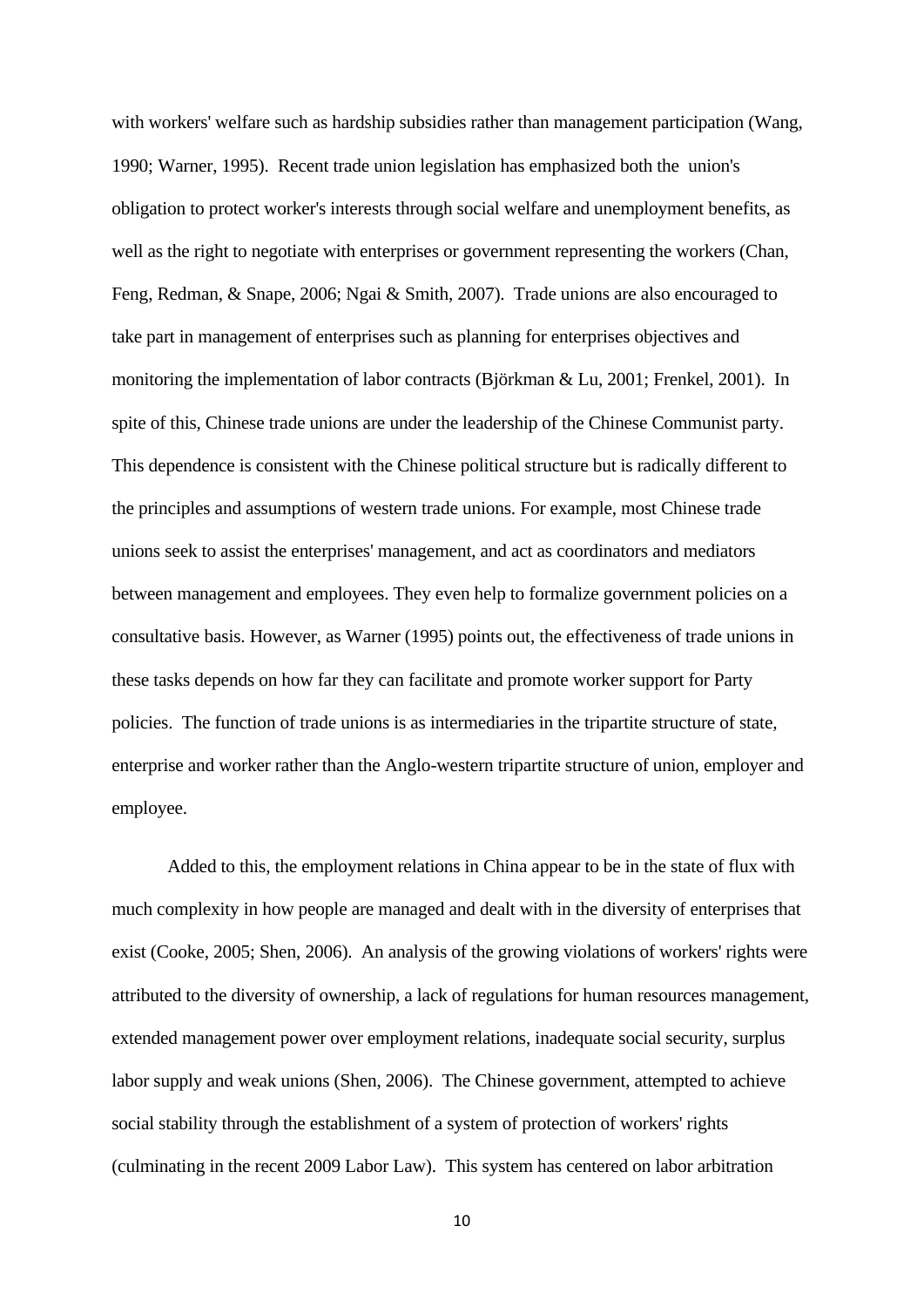with workers' welfare such as hardship subsidies rather than management participation (Wang, 1990; Warner, 1995). Recent trade union legislation has emphasized both the union's obligation to protect worker's interests through social welfare and unemployment benefits, as well as the right to negotiate with enterprises or government representing the workers (Chan, Feng, Redman, & Snape, 2006; Ngai & Smith, 2007). Trade unions are also encouraged to take part in management of enterprises such as planning for enterprises objectives and monitoring the implementation of labor contracts (Björkman & Lu, 2001; Frenkel, 2001). In spite of this, Chinese trade unions are under the leadership of the Chinese Communist party. This dependence is consistent with the Chinese political structure but is radically different to the principles and assumptions of western trade unions. For example, most Chinese trade unions seek to assist the enterprises' management, and act as coordinators and mediators between management and employees. They even help to formalize government policies on a consultative basis. However, as Warner (1995) points out, the effectiveness of trade unions in these tasks depends on how far they can facilitate and promote worker support for Party policies. The function of trade unions is as intermediaries in the tripartite structure of state, enterprise and worker rather than the Anglo-western tripartite structure of union, employer and employee.

Added to this, the employment relations in China appear to be in the state of flux with much complexity in how people are managed and dealt with in the diversity of enterprises that exist (Cooke, 2005; Shen, 2006). An analysis of the growing violations of workers' rights were attributed to the diversity of ownership, a lack of regulations for human resources management, extended management power over employment relations, inadequate social security, surplus labor supply and weak unions (Shen, 2006). The Chinese government, attempted to achieve social stability through the establishment of a system of protection of workers' rights (culminating in the recent 2009 Labor Law). This system has centered on labor arbitration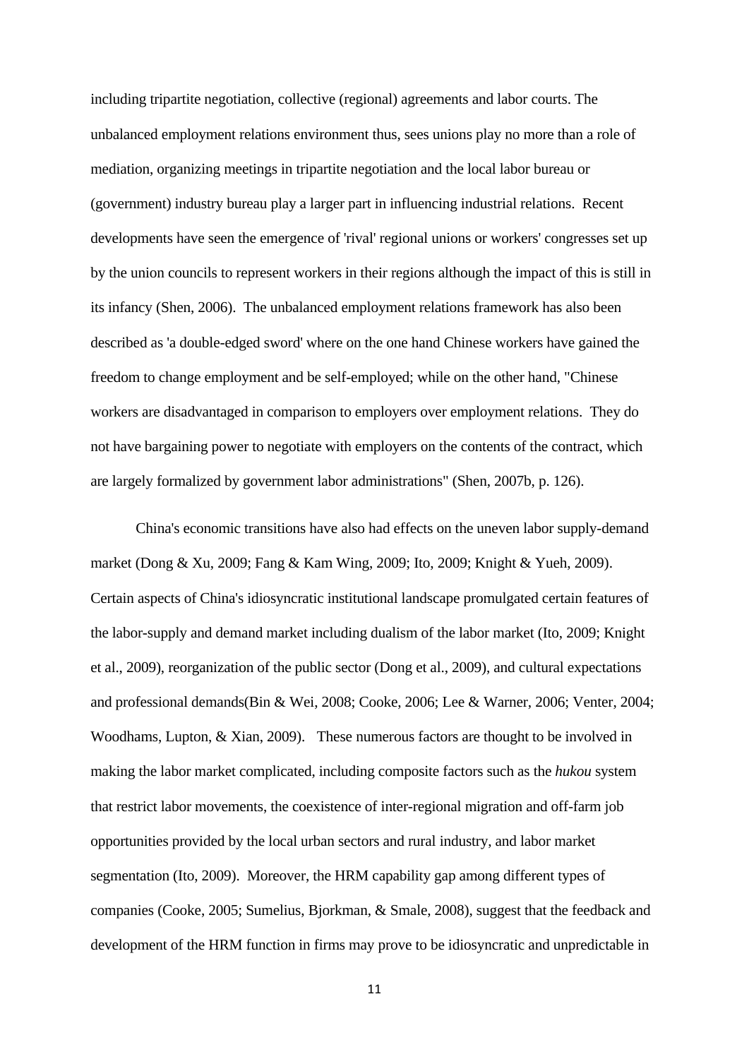including tripartite negotiation, collective (regional) agreements and labor courts. The unbalanced employment relations environment thus, sees unions play no more than a role of mediation, organizing meetings in tripartite negotiation and the local labor bureau or (government) industry bureau play a larger part in influencing industrial relations. Recent developments have seen the emergence of 'rival' regional unions or workers' congresses set up by the union councils to represent workers in their regions although the impact of this is still in its infancy (Shen, 2006). The unbalanced employment relations framework has also been described as 'a double-edged sword' where on the one hand Chinese workers have gained the freedom to change employment and be self-employed; while on the other hand, "Chinese workers are disadvantaged in comparison to employers over employment relations. They do not have bargaining power to negotiate with employers on the contents of the contract, which are largely formalized by government labor administrations" (Shen, 2007b, p. 126).

China's economic transitions have also had effects on the uneven labor supply-demand market (Dong & Xu, 2009; Fang & Kam Wing, 2009; Ito, 2009; Knight & Yueh, 2009). Certain aspects of China's idiosyncratic institutional landscape promulgated certain features of the labor-supply and demand market including dualism of the labor market (Ito, 2009; Knight et al., 2009), reorganization of the public sector (Dong et al., 2009), and cultural expectations and professional demands(Bin & Wei, 2008; Cooke, 2006; Lee & Warner, 2006; Venter, 2004; Woodhams, Lupton, & Xian, 2009). These numerous factors are thought to be involved in making the labor market complicated, including composite factors such as the *hukou* system that restrict labor movements, the coexistence of inter-regional migration and off-farm job opportunities provided by the local urban sectors and rural industry, and labor market segmentation (Ito, 2009). Moreover, the HRM capability gap among different types of companies (Cooke, 2005; Sumelius, Bjorkman, & Smale, 2008), suggest that the feedback and development of the HRM function in firms may prove to be idiosyncratic and unpredictable in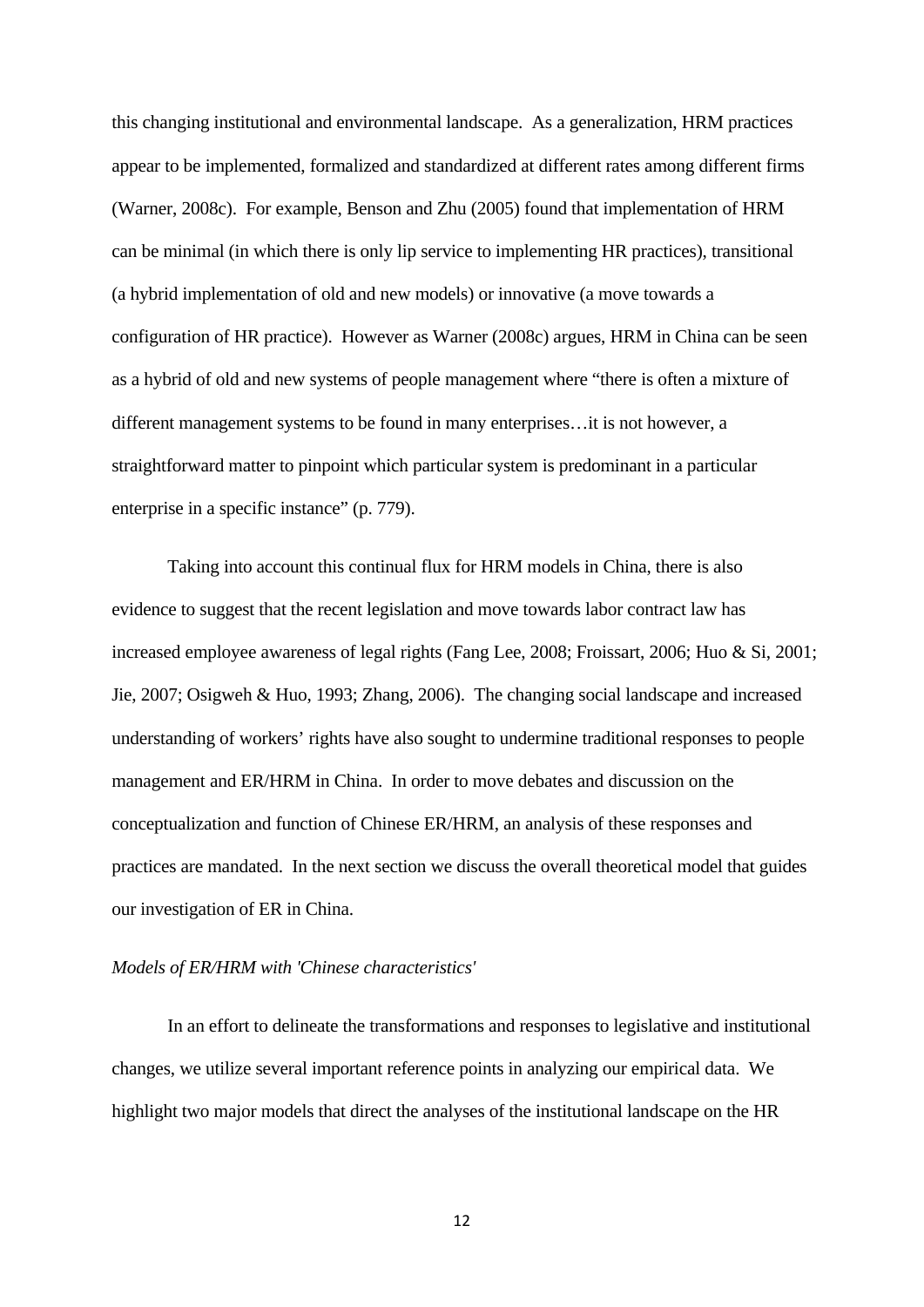this changing institutional and environmental landscape. As a generalization, HRM practices appear to be implemented, formalized and standardized at different rates among different firms (Warner, 2008c). For example, Benson and Zhu (2005) found that implementation of HRM can be minimal (in which there is only lip service to implementing HR practices), transitional (a hybrid implementation of old and new models) or innovative (a move towards a configuration of HR practice). However as Warner (2008c) argues, HRM in China can be seen as a hybrid of old and new systems of people management where "there is often a mixture of different management systems to be found in many enterprises…it is not however, a straightforward matter to pinpoint which particular system is predominant in a particular enterprise in a specific instance" (p. 779).

Taking into account this continual flux for HRM models in China, there is also evidence to suggest that the recent legislation and move towards labor contract law has increased employee awareness of legal rights (Fang Lee, 2008; Froissart, 2006; Huo & Si, 2001; Jie, 2007; Osigweh & Huo, 1993; Zhang, 2006). The changing social landscape and increased understanding of workers' rights have also sought to undermine traditional responses to people management and ER/HRM in China. In order to move debates and discussion on the conceptualization and function of Chinese ER/HRM, an analysis of these responses and practices are mandated. In the next section we discuss the overall theoretical model that guides our investigation of ER in China.

*Models of ER/HRM with 'Chinese characteristics'*

In an effort to delineate the transformations and responses to legislative and institutional changes, we utilize several important reference points in analyzing our empirical data. We highlight two major models that direct the analyses of the institutional landscape on the HR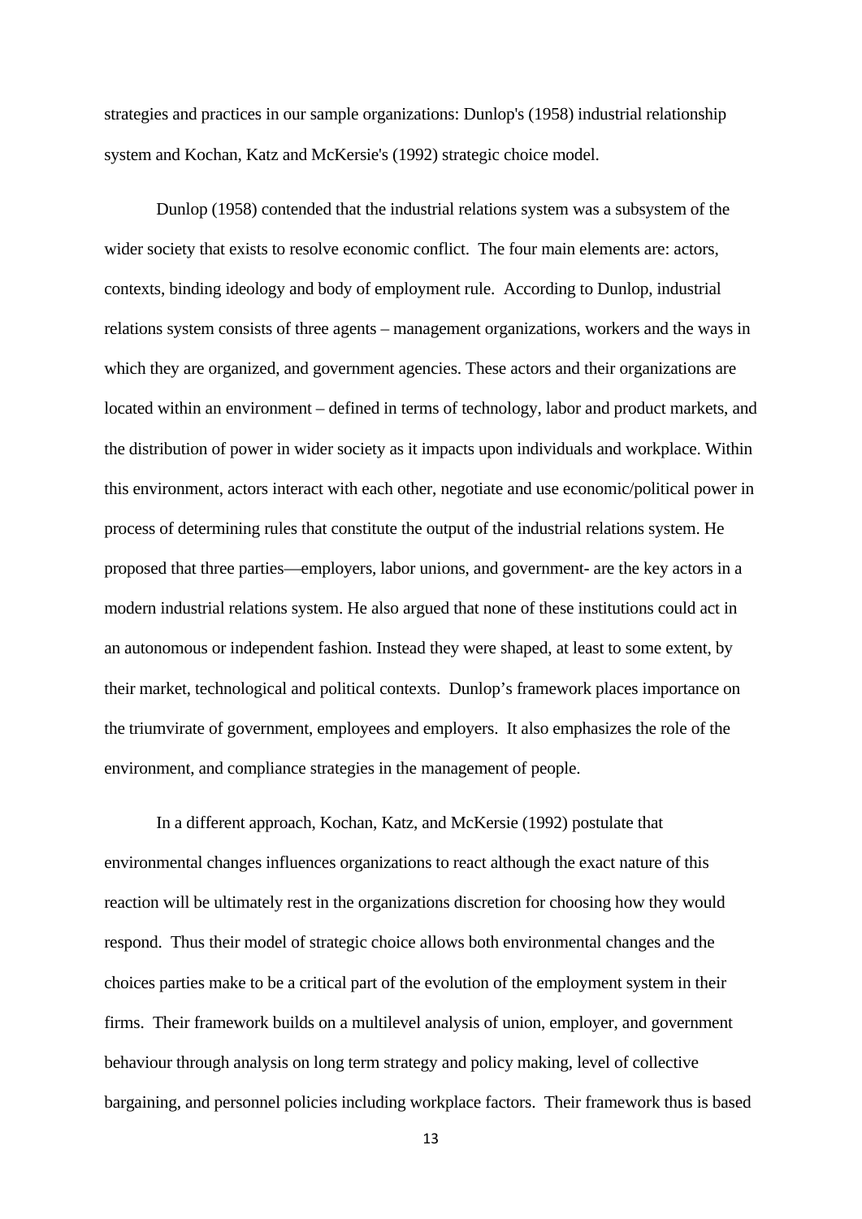strategies and practices in our sample organizations: Dunlop's (1958) industrial relationship system and Kochan, Katz and McKersie's (1992) strategic choice model.

Dunlop (1958) contended that the industrial relations system was a subsystem of the wider society that exists to resolve economic conflict. The four main elements are: actors, contexts, binding ideology and body of employment rule. According to Dunlop, industrial relations system consists of three agents – management organizations, workers and the ways in which they are organized, and government agencies. These actors and their organizations are located within an environment – defined in terms of technology, labor and product markets, and the distribution of power in wider society as it impacts upon individuals and workplace. Within this environment, actors interact with each other, negotiate and use economic/political power in process of determining rules that constitute the output of the industrial relations system. He proposed that three parties—employers, labor unions, and government- are the key actors in a modern industrial relations system. He also argued that none of these institutions could act in an autonomous or independent fashion. Instead they were shaped, at least to some extent, by their market, technological and political contexts. Dunlop's framework places importance on the triumvirate of government, employees and employers. It also emphasizes the role of the environment, and compliance strategies in the management of people.

In a different approach, Kochan, Katz, and McKersie (1992) postulate that environmental changes influences organizations to react although the exact nature of this reaction will be ultimately rest in the organizations discretion for choosing how they would respond. Thus their model of strategic choice allows both environmental changes and the choices parties make to be a critical part of the evolution of the employment system in their firms. Their framework builds on a multilevel analysis of union, employer, and government behaviour through analysis on long term strategy and policy making, level of collective bargaining, and personnel policies including workplace factors. Their framework thus is based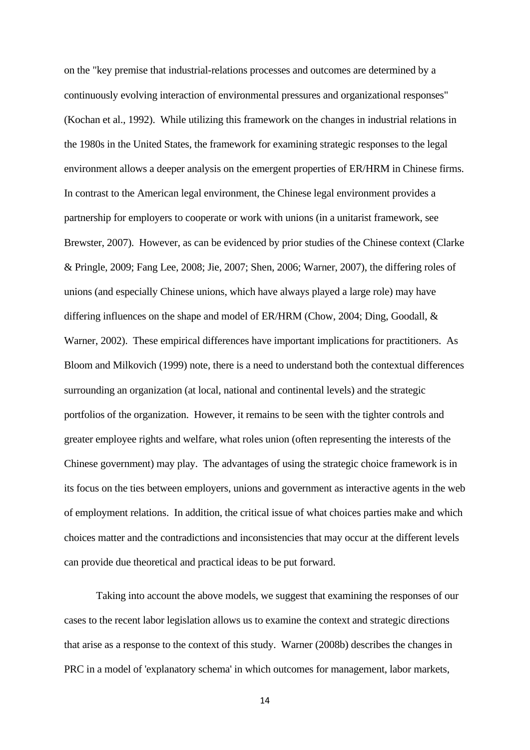on the "key premise that industrial-relations processes and outcomes are determined by a continuously evolving interaction of environmental pressures and organizational responses" (Kochan et al., 1992). While utilizing this framework on the changes in industrial relations in the 1980s in the United States, the framework for examining strategic responses to the legal environment allows a deeper analysis on the emergent properties of ER/HRM in Chinese firms. In contrast to the American legal environment, the Chinese legal environment provides a partnership for employers to cooperate or work with unions (in a unitarist framework, see Brewster, 2007). However, as can be evidenced by prior studies of the Chinese context (Clarke & Pringle, 2009; Fang Lee, 2008; Jie, 2007; Shen, 2006; Warner, 2007), the differing roles of unions (and especially Chinese unions, which have always played a large role) may have differing influences on the shape and model of ER/HRM (Chow, 2004; Ding, Goodall, & Warner, 2002). These empirical differences have important implications for practitioners. As Bloom and Milkovich (1999) note, there is a need to understand both the contextual differences surrounding an organization (at local, national and continental levels) and the strategic portfolios of the organization. However, it remains to be seen with the tighter controls and greater employee rights and welfare, what roles union (often representing the interests of the Chinese government) may play. The advantages of using the strategic choice framework is in its focus on the ties between employers, unions and government as interactive agents in the web of employment relations. In addition, the critical issue of what choices parties make and which choices matter and the contradictions and inconsistencies that may occur at the different levels can provide due theoretical and practical ideas to be put forward.

Taking into account the above models, we suggest that examining the responses of our cases to the recent labor legislation allows us to examine the context and strategic directions that arise as a response to the context of this study. Warner (2008b) describes the changes in PRC in a model of 'explanatory schema' in which outcomes for management, labor markets,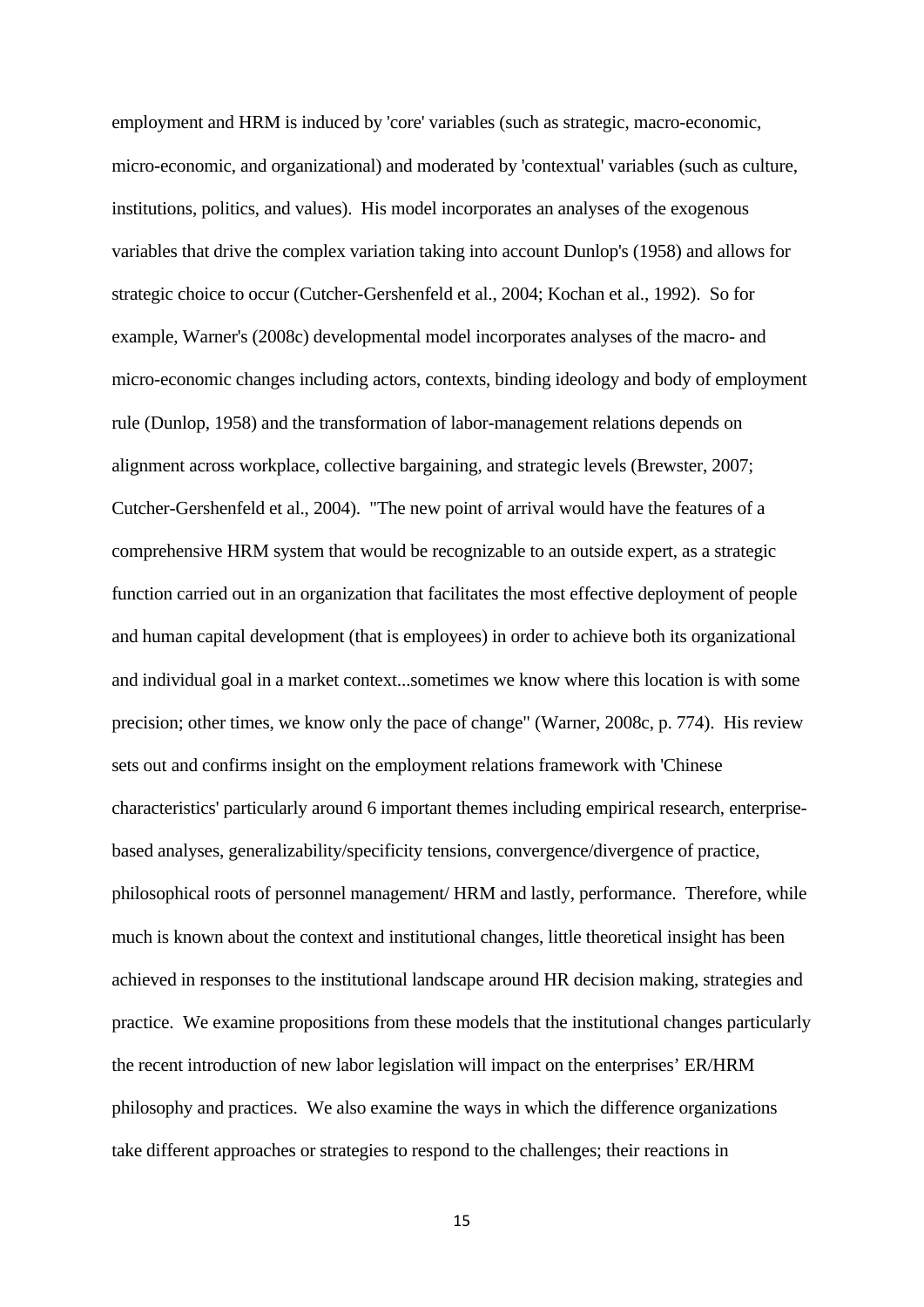employment and HRM is induced by 'core' variables (such as strategic, macro-economic, micro-economic, and organizational) and moderated by 'contextual' variables (such as culture, institutions, politics, and values). His model incorporates an analyses of the exogenous variables that drive the complex variation taking into account Dunlop's (1958) and allows for strategic choice to occur (Cutcher-Gershenfeld et al., 2004; Kochan et al., 1992). So for example, Warner's (2008c) developmental model incorporates analyses of the macro- and micro-economic changes including actors, contexts, binding ideology and body of employment rule (Dunlop, 1958) and the transformation of labor-management relations depends on alignment across workplace, collective bargaining, and strategic levels (Brewster, 2007; Cutcher-Gershenfeld et al., 2004). "The new point of arrival would have the features of a comprehensive HRM system that would be recognizable to an outside expert, as a strategic function carried out in an organization that facilitates the most effective deployment of people and human capital development (that is employees) in order to achieve both its organizational and individual goal in a market context...sometimes we know where this location is with some precision; other times, we know only the pace of change" (Warner, 2008c, p. 774). His review sets out and confirms insight on the employment relations framework with 'Chinese characteristics' particularly around 6 important themes including empirical research, enterprise-based analyses, generalizability/specificity tensions, convergence/divergence of practice, philosophical roots of personnel management/ HRM and lastly, performance. Therefore, while much is known about the context and institutional changes, little theoretical insight has been achieved in responses to the institutional landscape around HR decision making, strategies and practice. We examine propositions from these models that the institutional changes particularly the recent introduction of new labor legislation will impact on the enterprises' ER/HRM philosophy and practices. We also examine the ways in which the difference organizations take different approaches or strategies to respond to the challenges; their reactions in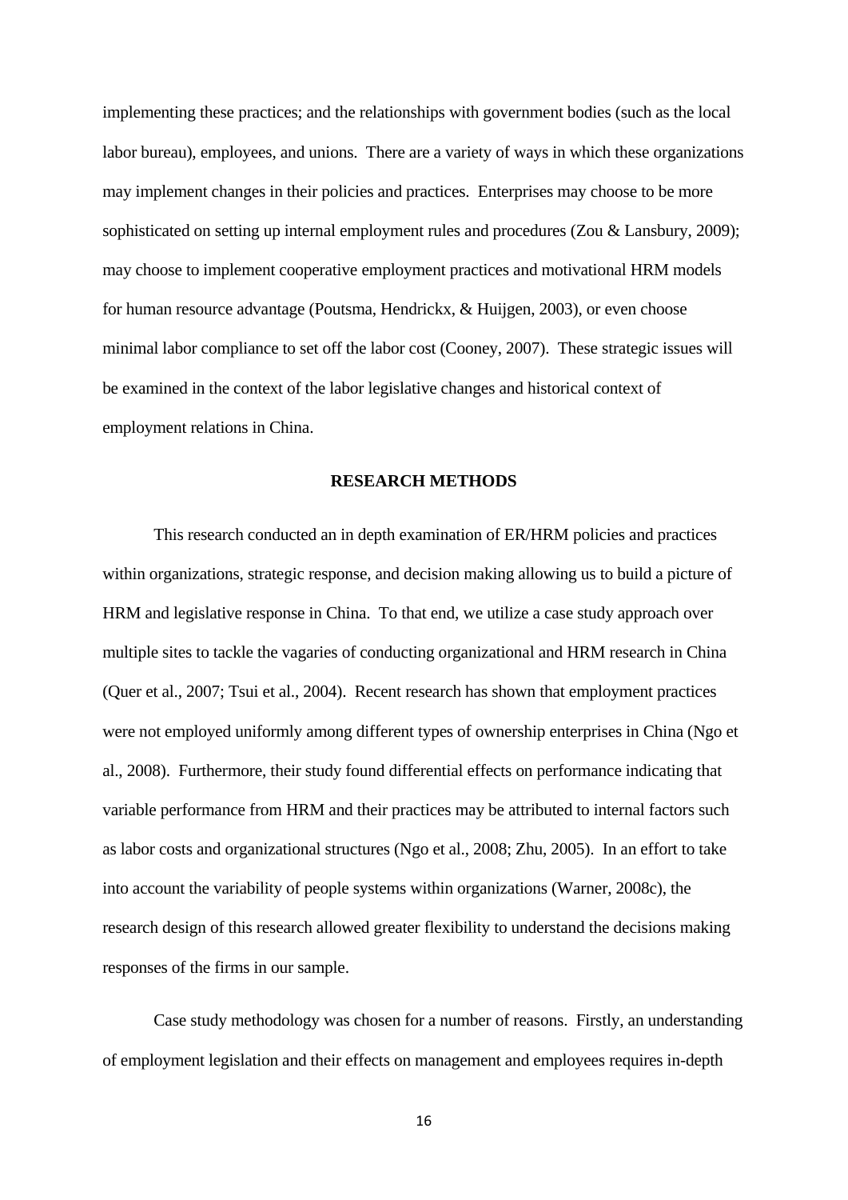implementing these practices; and the relationships with government bodies (such as the local labor bureau), employees, and unions. There are a variety of ways in which these organizations may implement changes in their policies and practices. Enterprises may choose to be more sophisticated on setting up internal employment rules and procedures (Zou & Lansbury, 2009); may choose to implement cooperative employment practices and motivational HRM models for human resource advantage (Poutsma, Hendrickx, & Huijgen, 2003), or even choose minimal labor compliance to set off the labor cost (Cooney, 2007). These strategic issues will be examined in the context of the labor legislative changes and historical context of employment relations in China.

## RESEARCH METHODS

This research conducted an in depth examination of ER/HRM policies and practices within organizations, strategic response, and decision making allowing us to build a picture of HRM and legislative response in China. To that end, we utilize a case study approach over multiple sites to tackle the vagaries of conducting organizational and HRM research in China (Quer et al., 2007; Tsui et al., 2004). Recent research has shown that employment practices were not employed uniformly among different types of ownership enterprises in China (Ngo et al., 2008). Furthermore, their study found differential effects on performance indicating that variable performance from HRM and their practices may be attributed to internal factors such as labor costs and organizational structures (Ngo et al., 2008; Zhu, 2005). In an effort to take into account the variability of people systems within organizations (Warner, 2008c), the research design of this research allowed greater flexibility to understand the decisions making responses of the firms in our sample.

Case study methodology was chosen for a number of reasons. Firstly, an understanding of employment legislation and their effects on management and employees requires in-depth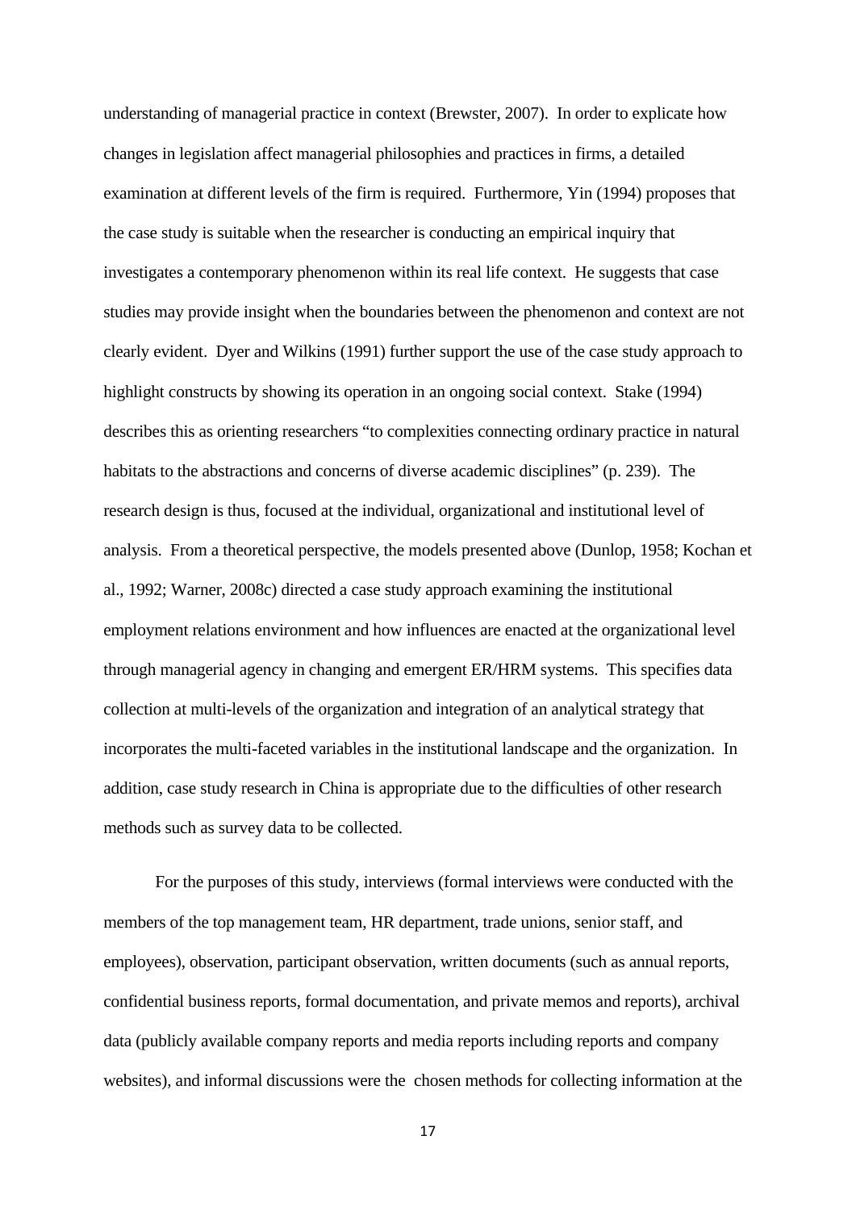understanding of managerial practice in context (Brewster, 2007). In order to explicate how changes in legislation affect managerial philosophies and practices in firms, a detailed examination at different levels of the firm is required. Furthermore, Yin (1994) proposes that the case study is suitable when the researcher is conducting an empirical inquiry that investigates a contemporary phenomenon within its real life context. He suggests that case studies may provide insight when the boundaries between the phenomenon and context are not clearly evident. Dyer and Wilkins (1991) further support the use of the case study approach to highlight constructs by showing its operation in an ongoing social context. Stake (1994) describes this as orienting researchers "to complexities connecting ordinary practice in natural habitats to the abstractions and concerns of diverse academic disciplines" (p. 239). The research design is thus, focused at the individual, organizational and institutional level of analysis. From a theoretical perspective, the models presented above (Dunlop, 1958; Kochan et al., 1992; Warner, 2008c) directed a case study approach examining the institutional employment relations environment and how influences are enacted at the organizational level through managerial agency in changing and emergent ER/HRM systems. This specifies data collection at multi-levels of the organization and integration of an analytical strategy that incorporates the multi-faceted variables in the institutional landscape and the organization. In addition, case study research in China is appropriate due to the difficulties of other research methods such as survey data to be collected.

For the purposes of this study, interviews (formal interviews were conducted with the members of the top management team, HR department, trade unions, senior staff, and employees), observation, participant observation, written documents (such as annual reports, confidential business reports, formal documentation, and private memos and reports), archival data (publicly available company reports and media reports including reports and company websites), and informal discussions were the chosen methods for collecting information at the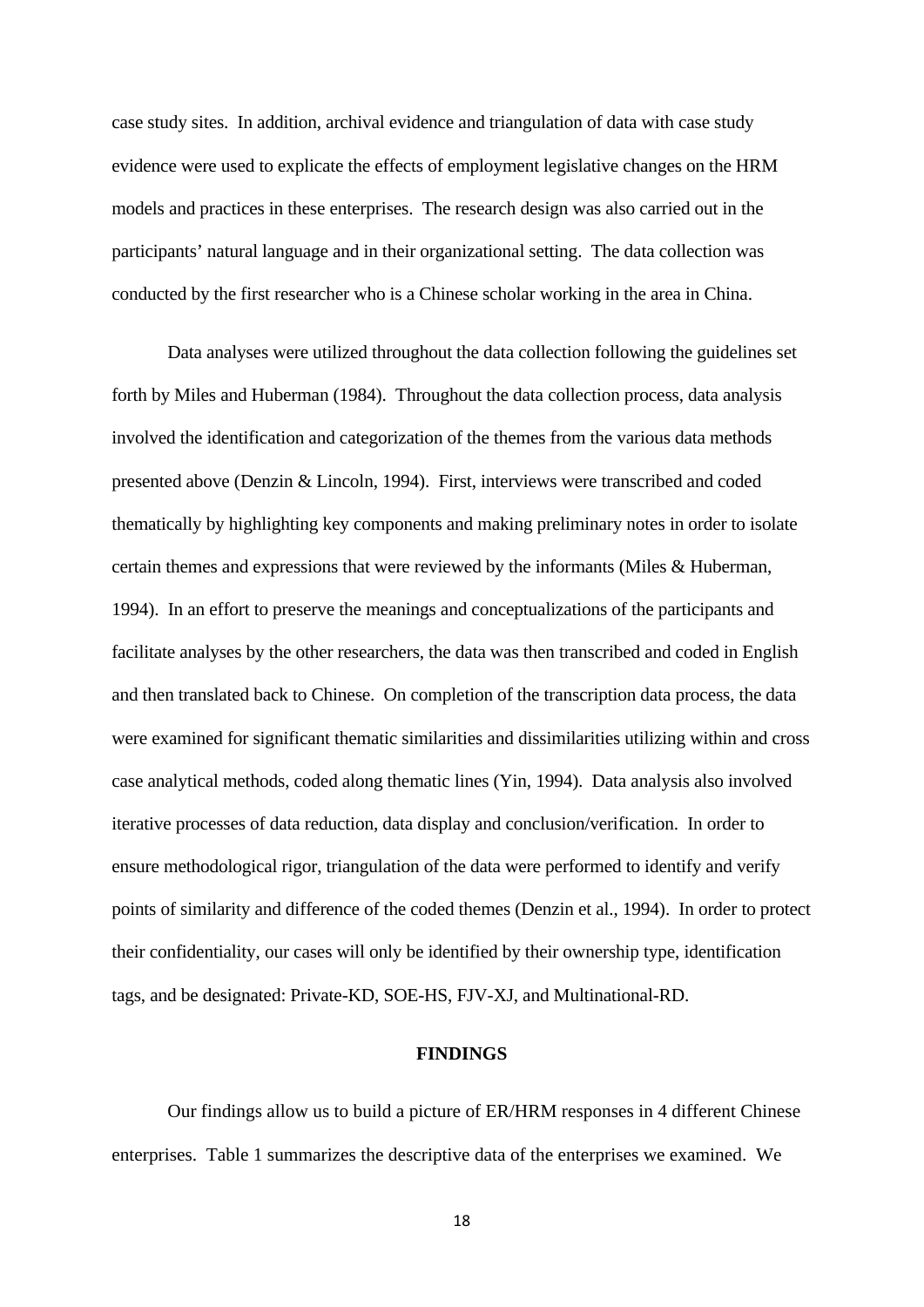case study sites. In addition, archival evidence and triangulation of data with case study evidence were used to explicate the effects of employment legislative changes on the HRM models and practices in these enterprises. The research design was also carried out in the participants' natural language and in their organizational setting. The data collection was conducted by the first researcher who is a Chinese scholar working in the area in China.

Data analyses were utilized throughout the data collection following the guidelines set forth by Miles and Huberman (1984). Throughout the data collection process, data analysis involved the identification and categorization of the themes from the various data methods presented above (Denzin & Lincoln, 1994). First, interviews were transcribed and coded thematically by highlighting key components and making preliminary notes in order to isolate certain themes and expressions that were reviewed by the informants (Miles & Huberman, 1994). In an effort to preserve the meanings and conceptualizations of the participants and facilitate analyses by the other researchers, the data was then transcribed and coded in English and then translated back to Chinese. On completion of the transcription data process, the data were examined for significant thematic similarities and dissimilarities utilizing within and cross case analytical methods, coded along thematic lines (Yin, 1994). Data analysis also involved iterative processes of data reduction, data display and conclusion/verification. In order to ensure methodological rigor, triangulation of the data were performed to identify and verify points of similarity and difference of the coded themes (Denzin et al., 1994). In order to protect their confidentiality, our cases will only be identified by their ownership type, identification tags, and be designated: Private-KD, SOE-HS, FJV-XJ, and Multinational-RD.

## FINDINGS

Our findings allow us to build a picture of ER/HRM responses in 4 different Chinese enterprises. Table 1 summarizes the descriptive data of the enterprises we examined. We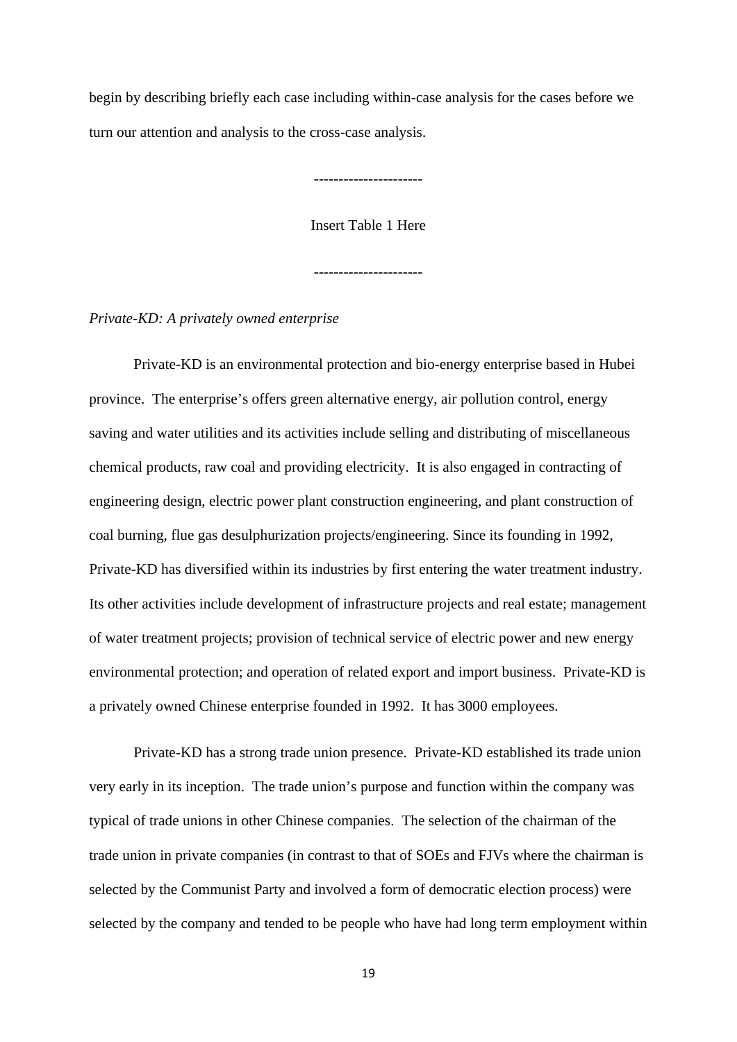begin by describing briefly each case including within-case analysis for the cases before we turn our attention and analysis to the cross-case analysis.

---------------------

Insert Table 1 Here

---------------------

*Private-KD: A privately owned enterprise*

Private-KD is an environmental protection and bio-energy enterprise based in Hubei province. The enterprise's offers green alternative energy, air pollution control, energy saving and water utilities and its activities include selling and distributing of miscellaneous chemical products, raw coal and providing electricity. It is also engaged in contracting of engineering design, electric power plant construction engineering, and plant construction of coal burning, flue gas desulphurization projects/engineering. Since its founding in 1992, Private-KD has diversified within its industries by first entering the water treatment industry. Its other activities include development of infrastructure projects and real estate; management of water treatment projects; provision of technical service of electric power and new energy environmental protection; and operation of related export and import business. Private-KD is a privately owned Chinese enterprise founded in 1992. It has 3000 employees.

Private-KD has a strong trade union presence. Private-KD established its trade union very early in its inception. The trade union's purpose and function within the company was typical of trade unions in other Chinese companies. The selection of the chairman of the trade union in private companies (in contrast to that of SOEs and FJVs where the chairman is selected by the Communist Party and involved a form of democratic election process) were selected by the company and tended to be people who have had long term employment within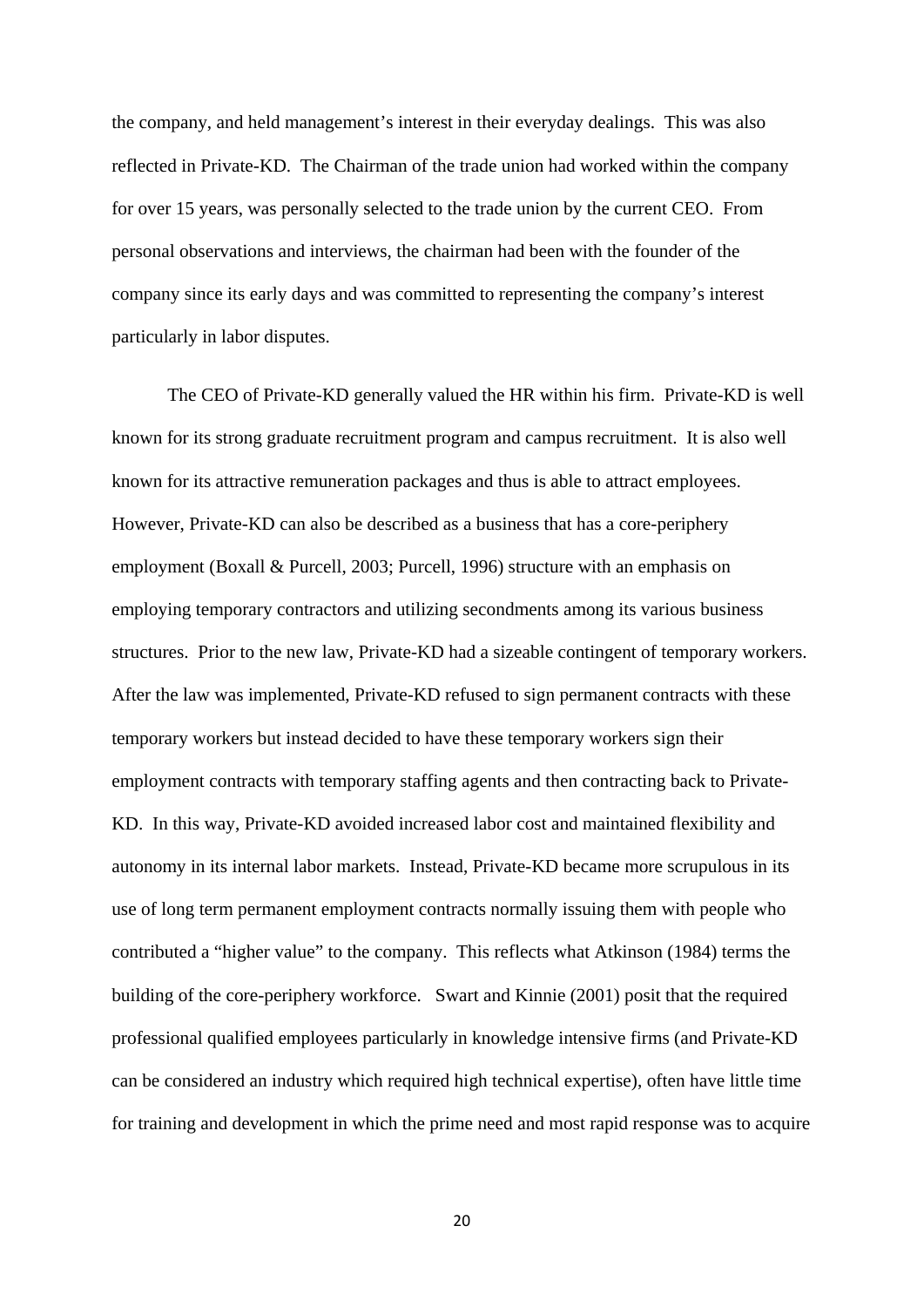the company, and held management's interest in their everyday dealings. This was also reflected in Private-KD. The Chairman of the trade union had worked within the company for over 15 years, was personally selected to the trade union by the current CEO. From personal observations and interviews, the chairman had been with the founder of the company since its early days and was committed to representing the company's interest particularly in labor disputes.

The CEO of Private-KD generally valued the HR within his firm. Private-KD is well known for its strong graduate recruitment program and campus recruitment. It is also well known for its attractive remuneration packages and thus is able to attract employees. However, Private-KD can also be described as a business that has a core-periphery employment (Boxall & Purcell, 2003; Purcell, 1996) structure with an emphasis on employing temporary contractors and utilizing secondments among its various business structures. Prior to the new law, Private-KD had a sizeable contingent of temporary workers. After the law was implemented, Private-KD refused to sign permanent contracts with these temporary workers but instead decided to have these temporary workers sign their employment contracts with temporary staffing agents and then contracting back to Private-KD. In this way, Private-KD avoided increased labor cost and maintained flexibility and autonomy in its internal labor markets. Instead, Private-KD became more scrupulous in its use of long term permanent employment contracts normally issuing them with people who contributed a "higher value" to the company. This reflects what Atkinson (1984) terms the building of the core-periphery workforce. Swart and Kinnie (2001) posit that the required professional qualified employees particularly in knowledge intensive firms (and Private-KD can be considered an industry which required high technical expertise), often have little time for training and development in which the prime need and most rapid response was to acquire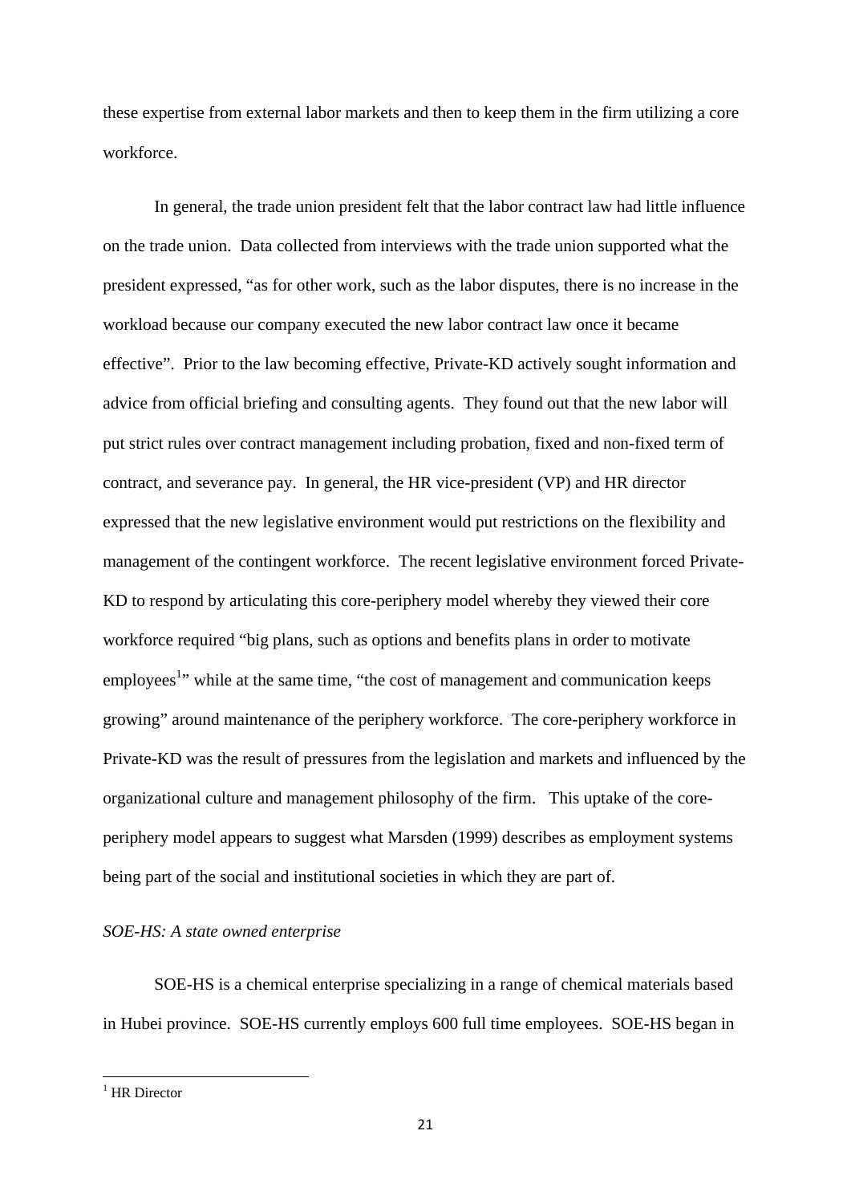these expertise from external labor markets and then to keep them in the firm utilizing a core workforce.

In general, the trade union president felt that the labor contract law had little influence on the trade union. Data collected from interviews with the trade union supported what the president expressed, "as for other work, such as the labor disputes, there is no increase in the workload because our company executed the new labor contract law once it became effective". Prior to the law becoming effective, Private-KD actively sought information and advice from official briefing and consulting agents. They found out that the new labor will put strict rules over contract management including probation, fixed and non-fixed term of contract, and severance pay. In general, the HR vice-president (VP) and HR director expressed that the new legislative environment would put restrictions on the flexibility and management of the contingent workforce. The recent legislative environment forced Private-KD to respond by articulating this core-periphery model whereby they viewed their core workforce required "big plans, such as options and benefits plans in order to motivate employees[1]" while at the same time, "the cost of management and communication keeps growing" around maintenance of the periphery workforce. The core-periphery workforce in Private-KD was the result of pressures from the legislation and markets and influenced by the organizational culture and management philosophy of the firm. This uptake of the core-periphery model appears to suggest what Marsden (1999) describes as employment systems being part of the social and institutional societies in which they are part of.

*SOE-HS: A state owned enterprise*

SOE-HS is a chemical enterprise specializing in a range of chemical materials based in Hubei province. SOE-HS currently employs 600 full time employees. SOE-HS began in

[1] HR Director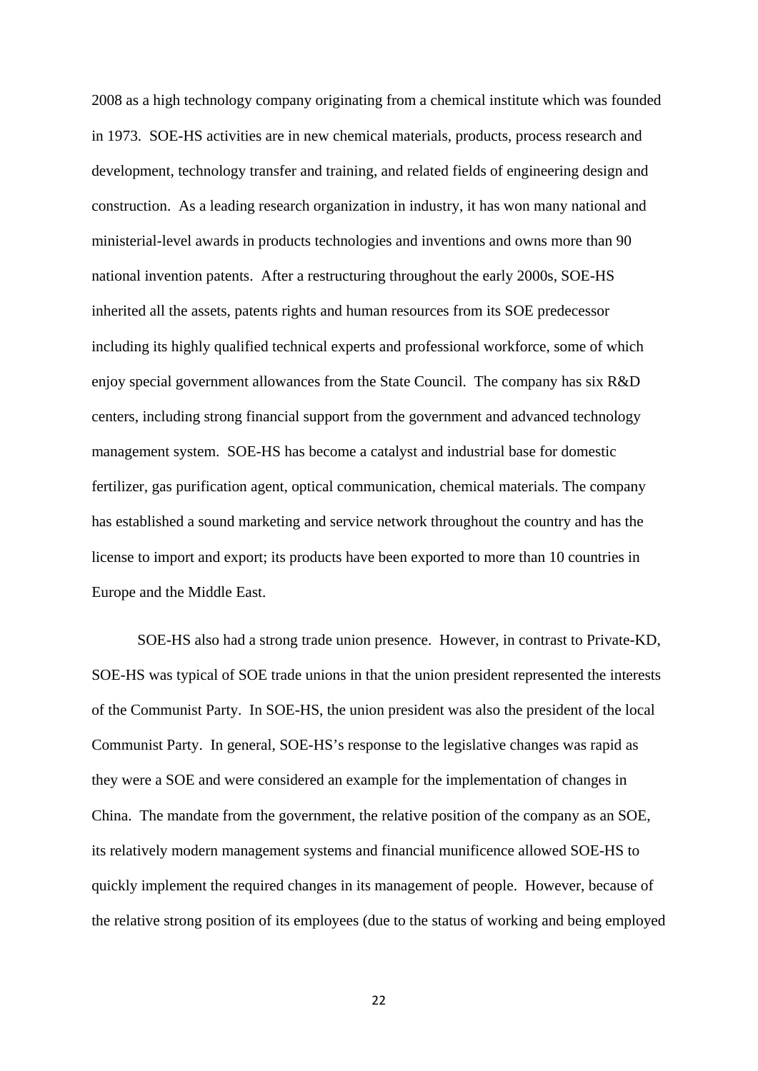2008 as a high technology company originating from a chemical institute which was founded in 1973. SOE-HS activities are in new chemical materials, products, process research and development, technology transfer and training, and related fields of engineering design and construction. As a leading research organization in industry, it has won many national and ministerial-level awards in products technologies and inventions and owns more than 90 national invention patents. After a restructuring throughout the early 2000s, SOE-HS inherited all the assets, patents rights and human resources from its SOE predecessor including its highly qualified technical experts and professional workforce, some of which enjoy special government allowances from the State Council. The company has six R&D centers, including strong financial support from the government and advanced technology management system. SOE-HS has become a catalyst and industrial base for domestic fertilizer, gas purification agent, optical communication, chemical materials. The company has established a sound marketing and service network throughout the country and has the license to import and export; its products have been exported to more than 10 countries in Europe and the Middle East.

SOE-HS also had a strong trade union presence. However, in contrast to Private-KD, SOE-HS was typical of SOE trade unions in that the union president represented the interests of the Communist Party. In SOE-HS, the union president was also the president of the local Communist Party. In general, SOE-HS's response to the legislative changes was rapid as they were a SOE and were considered an example for the implementation of changes in China. The mandate from the government, the relative position of the company as an SOE, its relatively modern management systems and financial munificence allowed SOE-HS to quickly implement the required changes in its management of people. However, because of the relative strong position of its employees (due to the status of working and being employed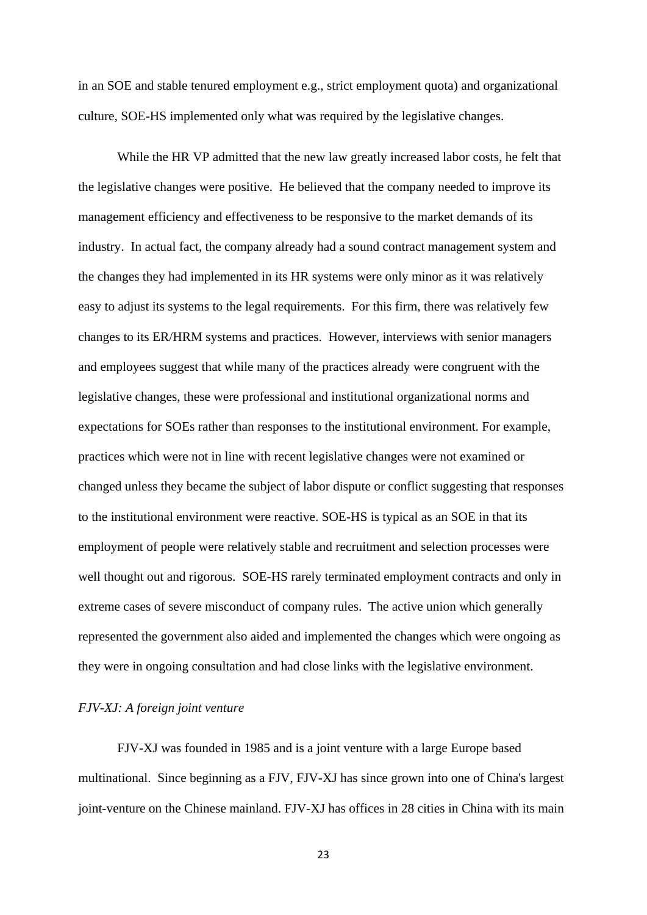in an SOE and stable tenured employment e.g., strict employment quota) and organizational culture, SOE-HS implemented only what was required by the legislative changes.

While the HR VP admitted that the new law greatly increased labor costs, he felt that the legislative changes were positive. He believed that the company needed to improve its management efficiency and effectiveness to be responsive to the market demands of its industry. In actual fact, the company already had a sound contract management system and the changes they had implemented in its HR systems were only minor as it was relatively easy to adjust its systems to the legal requirements. For this firm, there was relatively few changes to its ER/HRM systems and practices. However, interviews with senior managers and employees suggest that while many of the practices already were congruent with the legislative changes, these were professional and institutional organizational norms and expectations for SOEs rather than responses to the institutional environment. For example, practices which were not in line with recent legislative changes were not examined or changed unless they became the subject of labor dispute or conflict suggesting that responses to the institutional environment were reactive. SOE-HS is typical as an SOE in that its employment of people were relatively stable and recruitment and selection processes were well thought out and rigorous. SOE-HS rarely terminated employment contracts and only in extreme cases of severe misconduct of company rules. The active union which generally represented the government also aided and implemented the changes which were ongoing as they were in ongoing consultation and had close links with the legislative environment.

*FJV-XJ: A foreign joint venture*

FJV-XJ was founded in 1985 and is a joint venture with a large Europe based multinational. Since beginning as a FJV, FJV-XJ has since grown into one of China's largest joint-venture on the Chinese mainland. FJV-XJ has offices in 28 cities in China with its main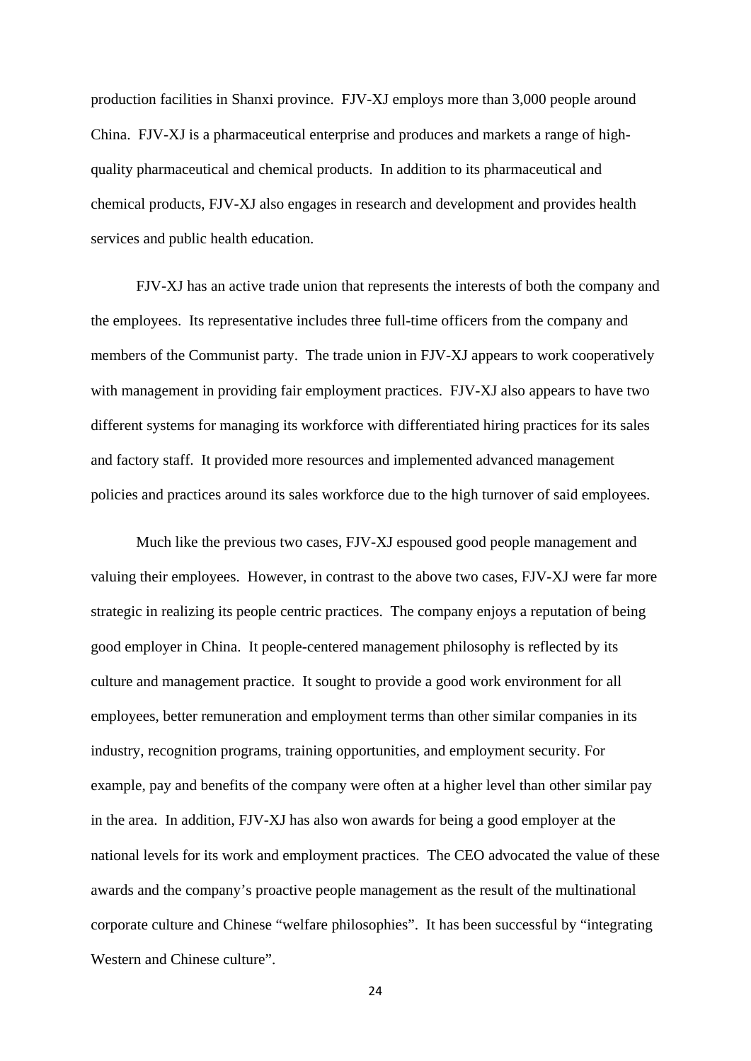production facilities in Shanxi province. FJV-XJ employs more than 3,000 people around China. FJV-XJ is a pharmaceutical enterprise and produces and markets a range of high-quality pharmaceutical and chemical products. In addition to its pharmaceutical and chemical products, FJV-XJ also engages in research and development and provides health services and public health education.

FJV-XJ has an active trade union that represents the interests of both the company and the employees. Its representative includes three full-time officers from the company and members of the Communist party. The trade union in FJV-XJ appears to work cooperatively with management in providing fair employment practices. FJV-XJ also appears to have two different systems for managing its workforce with differentiated hiring practices for its sales and factory staff. It provided more resources and implemented advanced management policies and practices around its sales workforce due to the high turnover of said employees.

Much like the previous two cases, FJV-XJ espoused good people management and valuing their employees. However, in contrast to the above two cases, FJV-XJ were far more strategic in realizing its people centric practices. The company enjoys a reputation of being good employer in China. It people-centered management philosophy is reflected by its culture and management practice. It sought to provide a good work environment for all employees, better remuneration and employment terms than other similar companies in its industry, recognition programs, training opportunities, and employment security. For example, pay and benefits of the company were often at a higher level than other similar pay in the area. In addition, FJV-XJ has also won awards for being a good employer at the national levels for its work and employment practices. The CEO advocated the value of these awards and the company's proactive people management as the result of the multinational corporate culture and Chinese "welfare philosophies". It has been successful by "integrating Western and Chinese culture".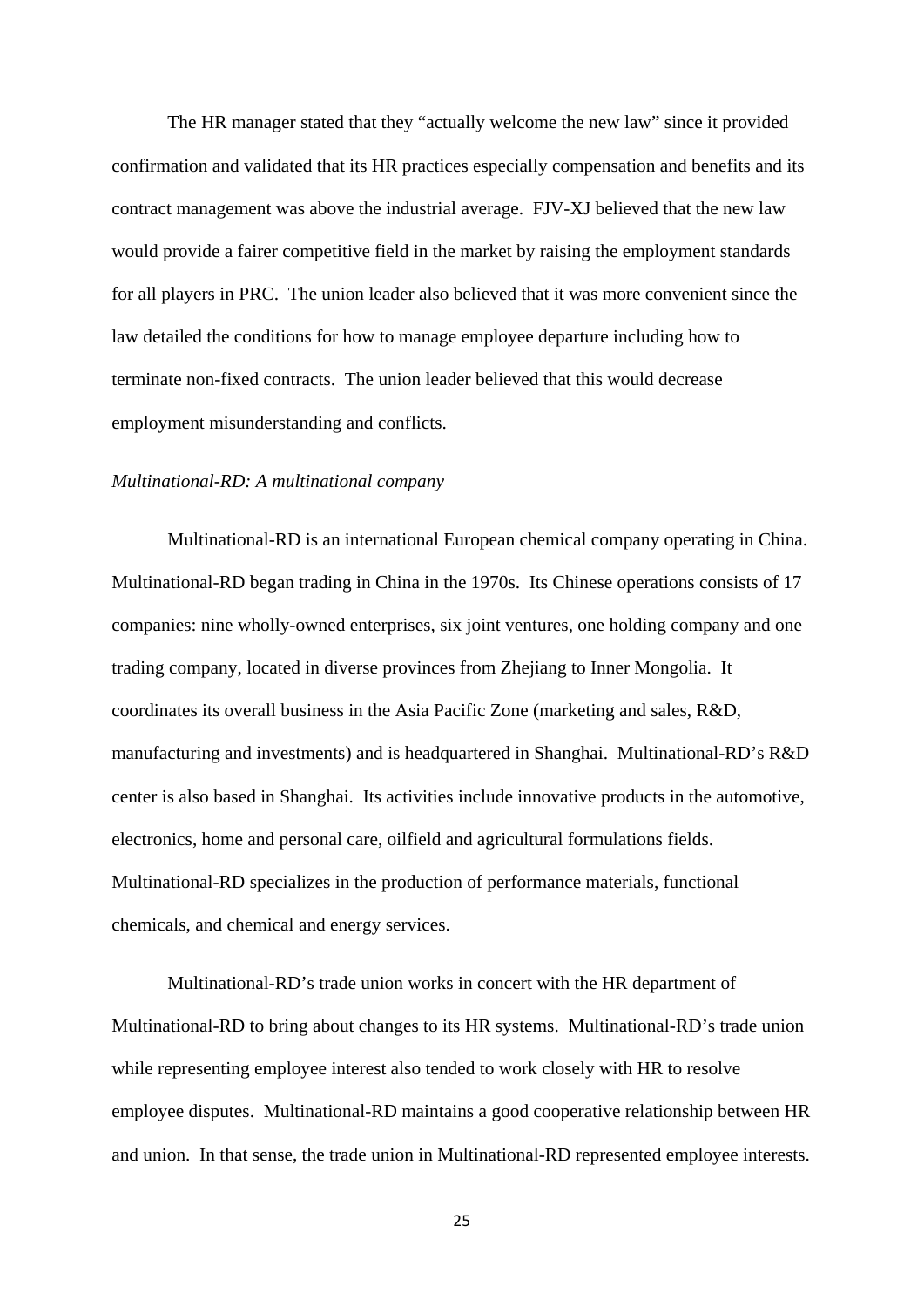The HR manager stated that they "actually welcome the new law" since it provided confirmation and validated that its HR practices especially compensation and benefits and its contract management was above the industrial average. FJV-XJ believed that the new law would provide a fairer competitive field in the market by raising the employment standards for all players in PRC. The union leader also believed that it was more convenient since the law detailed the conditions for how to manage employee departure including how to terminate non-fixed contracts. The union leader believed that this would decrease employment misunderstanding and conflicts.

*Multinational-RD: A multinational company*

Multinational-RD is an international European chemical company operating in China. Multinational-RD began trading in China in the 1970s. Its Chinese operations consists of 17 companies: nine wholly-owned enterprises, six joint ventures, one holding company and one trading company, located in diverse provinces from Zhejiang to Inner Mongolia. It coordinates its overall business in the Asia Pacific Zone (marketing and sales, R&D, manufacturing and investments) and is headquartered in Shanghai. Multinational-RD's R&D center is also based in Shanghai. Its activities include innovative products in the automotive, electronics, home and personal care, oilfield and agricultural formulations fields. Multinational-RD specializes in the production of performance materials, functional chemicals, and chemical and energy services.

Multinational-RD's trade union works in concert with the HR department of Multinational-RD to bring about changes to its HR systems. Multinational-RD's trade union while representing employee interest also tended to work closely with HR to resolve employee disputes. Multinational-RD maintains a good cooperative relationship between HR and union. In that sense, the trade union in Multinational-RD represented employee interests.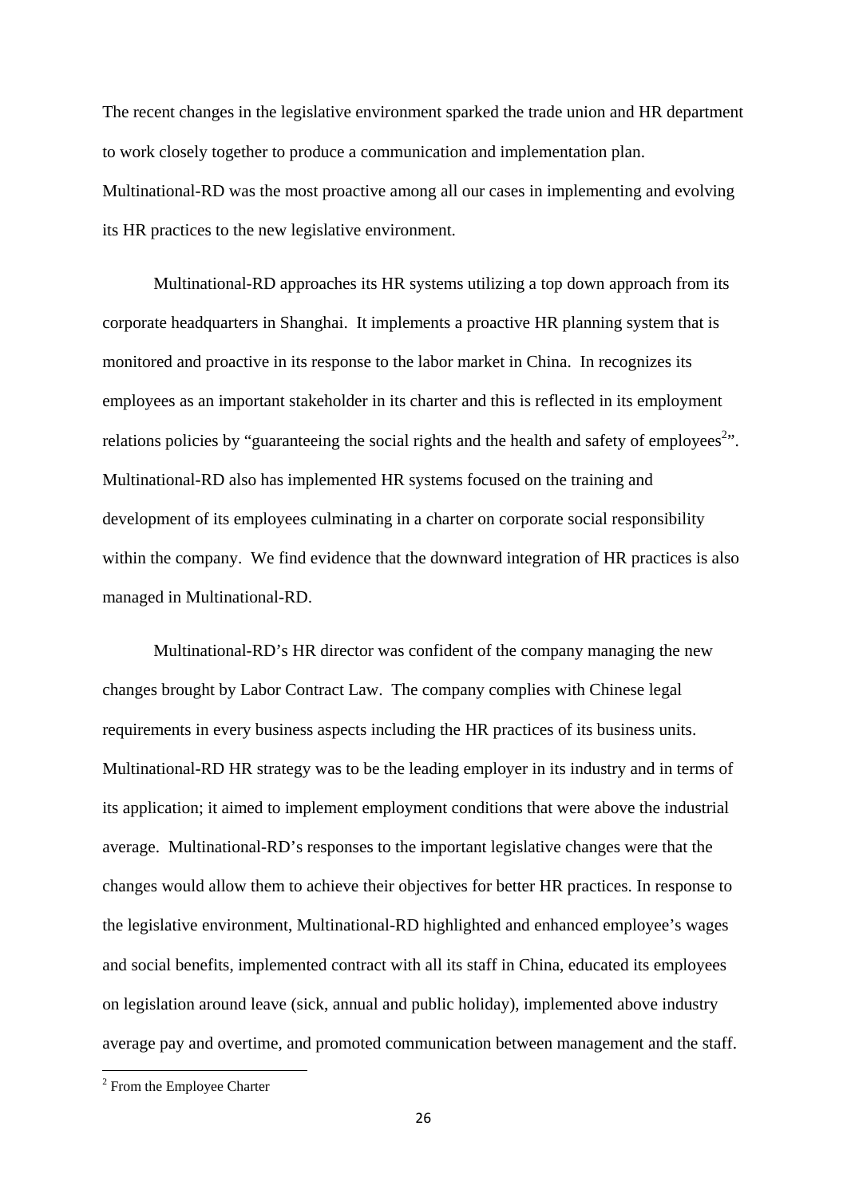The recent changes in the legislative environment sparked the trade union and HR department to work closely together to produce a communication and implementation plan. Multinational-RD was the most proactive among all our cases in implementing and evolving its HR practices to the new legislative environment.

Multinational-RD approaches its HR systems utilizing a top down approach from its corporate headquarters in Shanghai. It implements a proactive HR planning system that is monitored and proactive in its response to the labor market in China. In recognizes its employees as an important stakeholder in its charter and this is reflected in its employment relations policies by "guaranteeing the social rights and the health and safety of employees[2]". Multinational-RD also has implemented HR systems focused on the training and development of its employees culminating in a charter on corporate social responsibility within the company. We find evidence that the downward integration of HR practices is also managed in Multinational-RD.

Multinational-RD's HR director was confident of the company managing the new changes brought by Labor Contract Law. The company complies with Chinese legal requirements in every business aspects including the HR practices of its business units. Multinational-RD HR strategy was to be the leading employer in its industry and in terms of its application; it aimed to implement employment conditions that were above the industrial average. Multinational-RD's responses to the important legislative changes were that the changes would allow them to achieve their objectives for better HR practices. In response to the legislative environment, Multinational-RD highlighted and enhanced employee's wages and social benefits, implemented contract with all its staff in China, educated its employees on legislation around leave (sick, annual and public holiday), implemented above industry average pay and overtime, and promoted communication between management and the staff.

[2] From the Employee Charter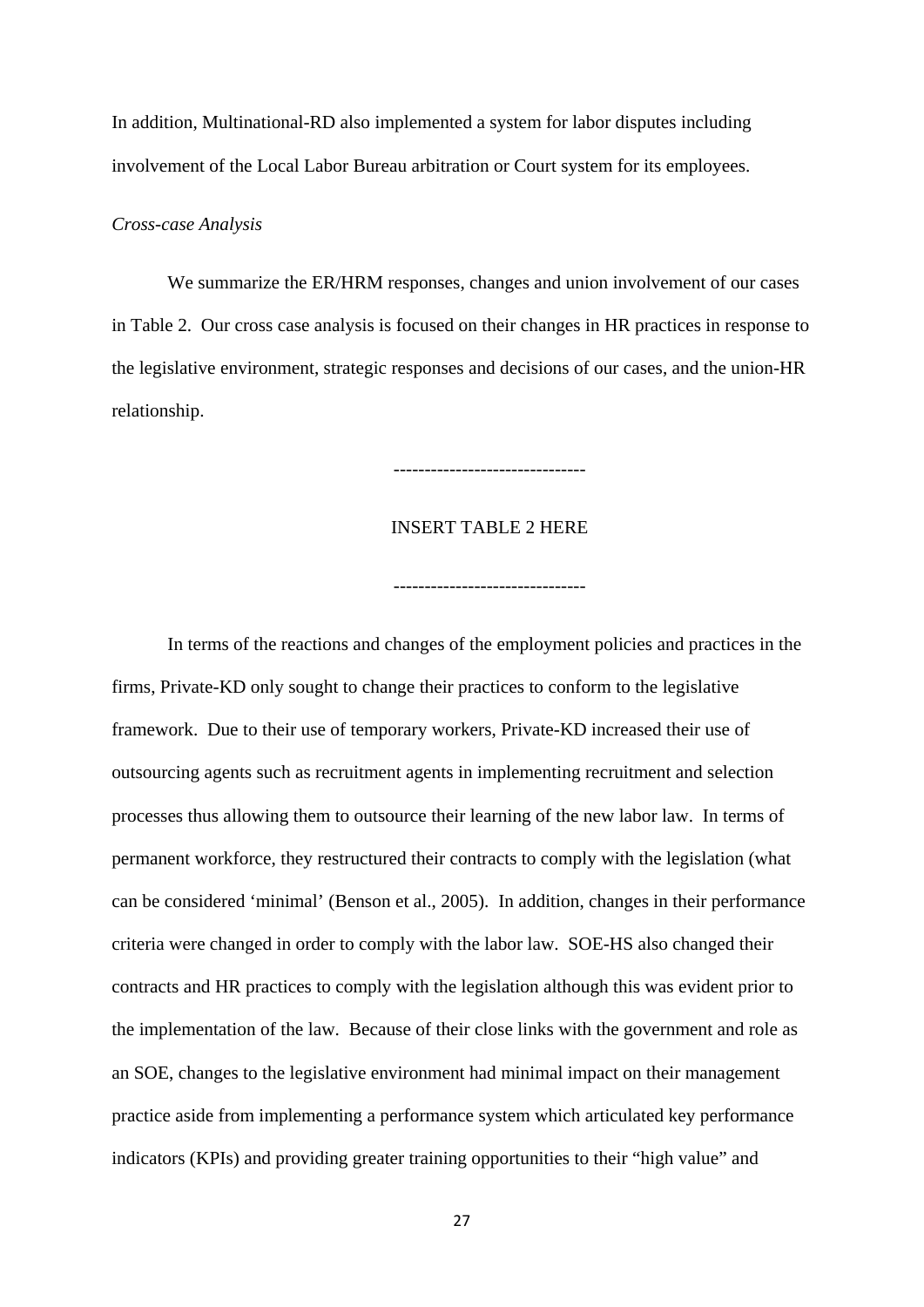In addition, Multinational-RD also implemented a system for labor disputes including involvement of the Local Labor Bureau arbitration or Court system for its employees.

*Cross-case Analysis*

We summarize the ER/HRM responses, changes and union involvement of our cases in Table 2. Our cross case analysis is focused on their changes in HR practices in response to the legislative environment, strategic responses and decisions of our cases, and the union-HR relationship.

------------------------------

INSERT TABLE 2 HERE

------------------------------

In terms of the reactions and changes of the employment policies and practices in the firms, Private-KD only sought to change their practices to conform to the legislative framework. Due to their use of temporary workers, Private-KD increased their use of outsourcing agents such as recruitment agents in implementing recruitment and selection processes thus allowing them to outsource their learning of the new labor law. In terms of permanent workforce, they restructured their contracts to comply with the legislation (what can be considered 'minimal' (Benson et al., 2005). In addition, changes in their performance criteria were changed in order to comply with the labor law. SOE-HS also changed their contracts and HR practices to comply with the legislation although this was evident prior to the implementation of the law. Because of their close links with the government and role as an SOE, changes to the legislative environment had minimal impact on their management practice aside from implementing a performance system which articulated key performance indicators (KPIs) and providing greater training opportunities to their "high value" and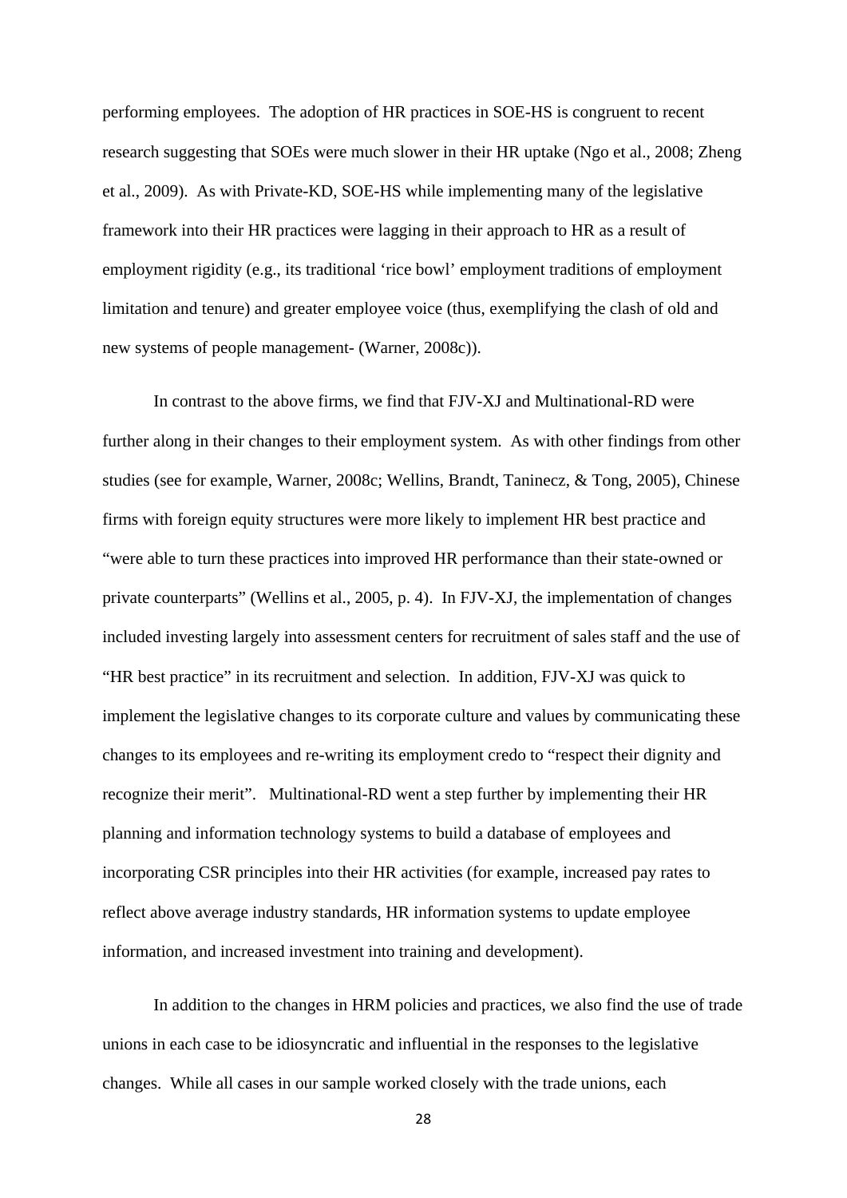performing employees. The adoption of HR practices in SOE-HS is congruent to recent research suggesting that SOEs were much slower in their HR uptake (Ngo et al., 2008; Zheng et al., 2009). As with Private-KD, SOE-HS while implementing many of the legislative framework into their HR practices were lagging in their approach to HR as a result of employment rigidity (e.g., its traditional 'rice bowl' employment traditions of employment limitation and tenure) and greater employee voice (thus, exemplifying the clash of old and new systems of people management- (Warner, 2008c)).

In contrast to the above firms, we find that FJV-XJ and Multinational-RD were further along in their changes to their employment system. As with other findings from other studies (see for example, Warner, 2008c; Wellins, Brandt, Taninecz, & Tong, 2005), Chinese firms with foreign equity structures were more likely to implement HR best practice and "were able to turn these practices into improved HR performance than their state-owned or private counterparts" (Wellins et al., 2005, p. 4). In FJV-XJ, the implementation of changes included investing largely into assessment centers for recruitment of sales staff and the use of "HR best practice" in its recruitment and selection. In addition, FJV-XJ was quick to implement the legislative changes to its corporate culture and values by communicating these changes to its employees and re-writing its employment credo to "respect their dignity and recognize their merit". Multinational-RD went a step further by implementing their HR planning and information technology systems to build a database of employees and incorporating CSR principles into their HR activities (for example, increased pay rates to reflect above average industry standards, HR information systems to update employee information, and increased investment into training and development).

In addition to the changes in HRM policies and practices, we also find the use of trade unions in each case to be idiosyncratic and influential in the responses to the legislative changes. While all cases in our sample worked closely with the trade unions, each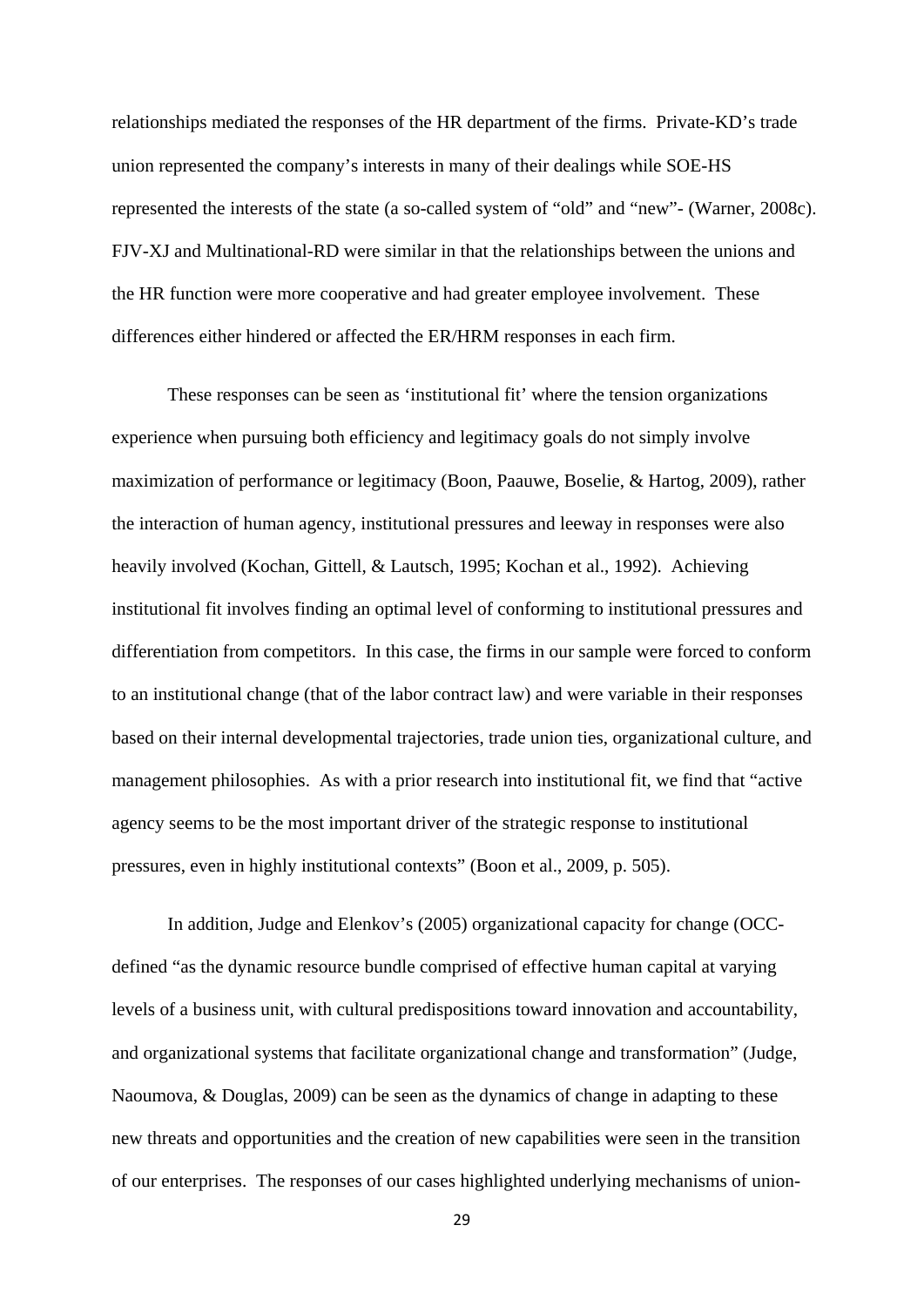relationships mediated the responses of the HR department of the firms. Private-KD's trade union represented the company's interests in many of their dealings while SOE-HS represented the interests of the state (a so-called system of "old" and "new"- (Warner, 2008c). FJV-XJ and Multinational-RD were similar in that the relationships between the unions and the HR function were more cooperative and had greater employee involvement. These differences either hindered or affected the ER/HRM responses in each firm.

These responses can be seen as 'institutional fit' where the tension organizations experience when pursuing both efficiency and legitimacy goals do not simply involve maximization of performance or legitimacy (Boon, Paauwe, Boselie, & Hartog, 2009), rather the interaction of human agency, institutional pressures and leeway in responses were also heavily involved (Kochan, Gittell, & Lautsch, 1995; Kochan et al., 1992). Achieving institutional fit involves finding an optimal level of conforming to institutional pressures and differentiation from competitors. In this case, the firms in our sample were forced to conform to an institutional change (that of the labor contract law) and were variable in their responses based on their internal developmental trajectories, trade union ties, organizational culture, and management philosophies. As with a prior research into institutional fit, we find that "active agency seems to be the most important driver of the strategic response to institutional pressures, even in highly institutional contexts" (Boon et al., 2009, p. 505).

In addition, Judge and Elenkov's (2005) organizational capacity for change (OCC- defined "as the dynamic resource bundle comprised of effective human capital at varying levels of a business unit, with cultural predispositions toward innovation and accountability, and organizational systems that facilitate organizational change and transformation" (Judge, Naoumova, & Douglas, 2009) can be seen as the dynamics of change in adapting to these new threats and opportunities and the creation of new capabilities were seen in the transition of our enterprises. The responses of our cases highlighted underlying mechanisms of union-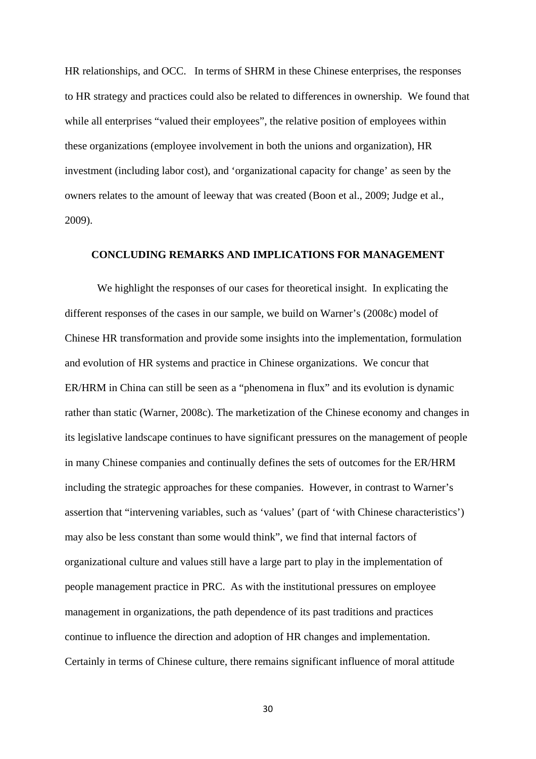HR relationships, and OCC. In terms of SHRM in these Chinese enterprises, the responses to HR strategy and practices could also be related to differences in ownership. We found that while all enterprises "valued their employees", the relative position of employees within these organizations (employee involvement in both the unions and organization), HR investment (including labor cost), and 'organizational capacity for change' as seen by the owners relates to the amount of leeway that was created (Boon et al., 2009; Judge et al., 2009).

## CONCLUDING REMARKS AND IMPLICATIONS FOR MANAGEMENT

We highlight the responses of our cases for theoretical insight. In explicating the different responses of the cases in our sample, we build on Warner's (2008c) model of Chinese HR transformation and provide some insights into the implementation, formulation and evolution of HR systems and practice in Chinese organizations. We concur that ER/HRM in China can still be seen as a "phenomena in flux" and its evolution is dynamic rather than static (Warner, 2008c). The marketization of the Chinese economy and changes in its legislative landscape continues to have significant pressures on the management of people in many Chinese companies and continually defines the sets of outcomes for the ER/HRM including the strategic approaches for these companies. However, in contrast to Warner's assertion that "intervening variables, such as 'values' (part of 'with Chinese characteristics') may also be less constant than some would think", we find that internal factors of organizational culture and values still have a large part to play in the implementation of people management practice in PRC. As with the institutional pressures on employee management in organizations, the path dependence of its past traditions and practices continue to influence the direction and adoption of HR changes and implementation. Certainly in terms of Chinese culture, there remains significant influence of moral attitude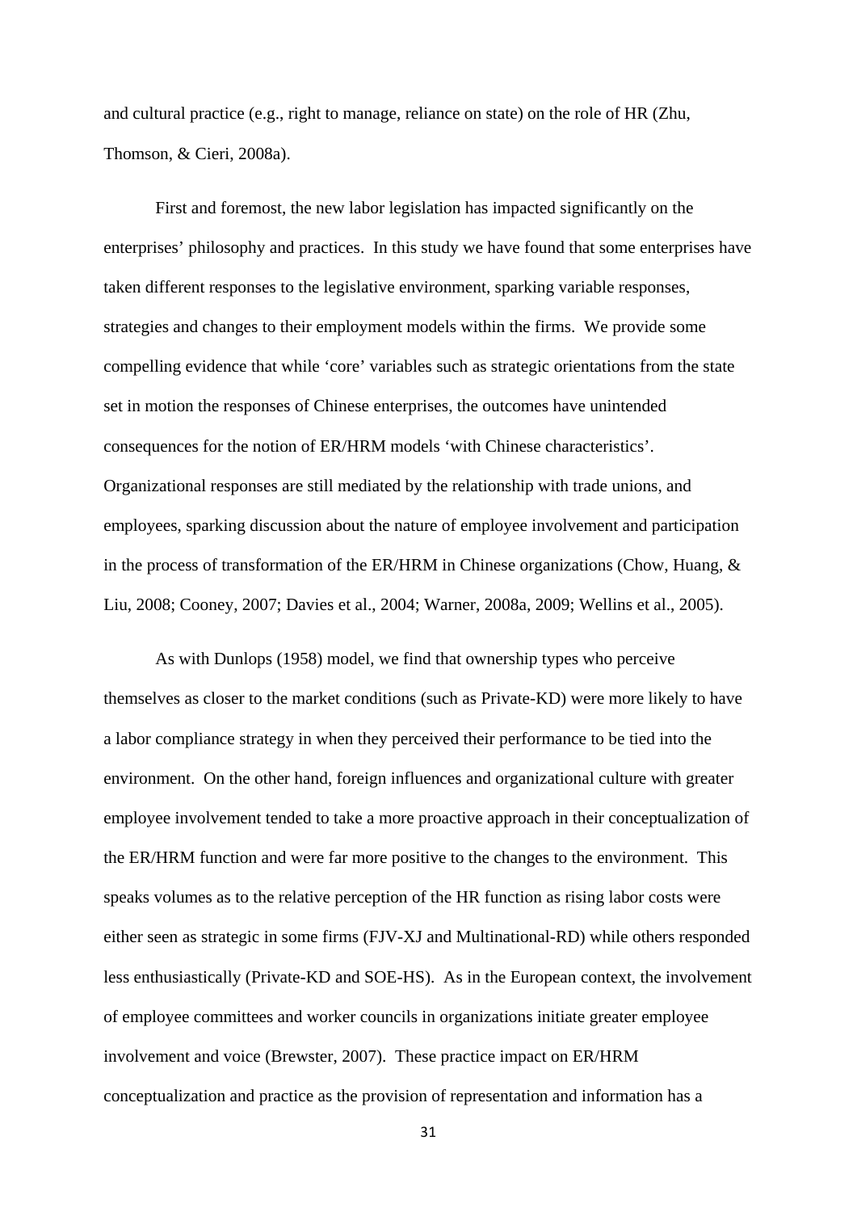and cultural practice (e.g., right to manage, reliance on state) on the role of HR (Zhu, Thomson, & Cieri, 2008a).

First and foremost, the new labor legislation has impacted significantly on the enterprises' philosophy and practices. In this study we have found that some enterprises have taken different responses to the legislative environment, sparking variable responses, strategies and changes to their employment models within the firms. We provide some compelling evidence that while 'core' variables such as strategic orientations from the state set in motion the responses of Chinese enterprises, the outcomes have unintended consequences for the notion of ER/HRM models 'with Chinese characteristics'. Organizational responses are still mediated by the relationship with trade unions, and employees, sparking discussion about the nature of employee involvement and participation in the process of transformation of the ER/HRM in Chinese organizations (Chow, Huang, & Liu, 2008; Cooney, 2007; Davies et al., 2004; Warner, 2008a, 2009; Wellins et al., 2005).

As with Dunlops (1958) model, we find that ownership types who perceive themselves as closer to the market conditions (such as Private-KD) were more likely to have a labor compliance strategy in when they perceived their performance to be tied into the environment. On the other hand, foreign influences and organizational culture with greater employee involvement tended to take a more proactive approach in their conceptualization of the ER/HRM function and were far more positive to the changes to the environment. This speaks volumes as to the relative perception of the HR function as rising labor costs were either seen as strategic in some firms (FJV-XJ and Multinational-RD) while others responded less enthusiastically (Private-KD and SOE-HS). As in the European context, the involvement of employee committees and worker councils in organizations initiate greater employee involvement and voice (Brewster, 2007). These practice impact on ER/HRM conceptualization and practice as the provision of representation and information has a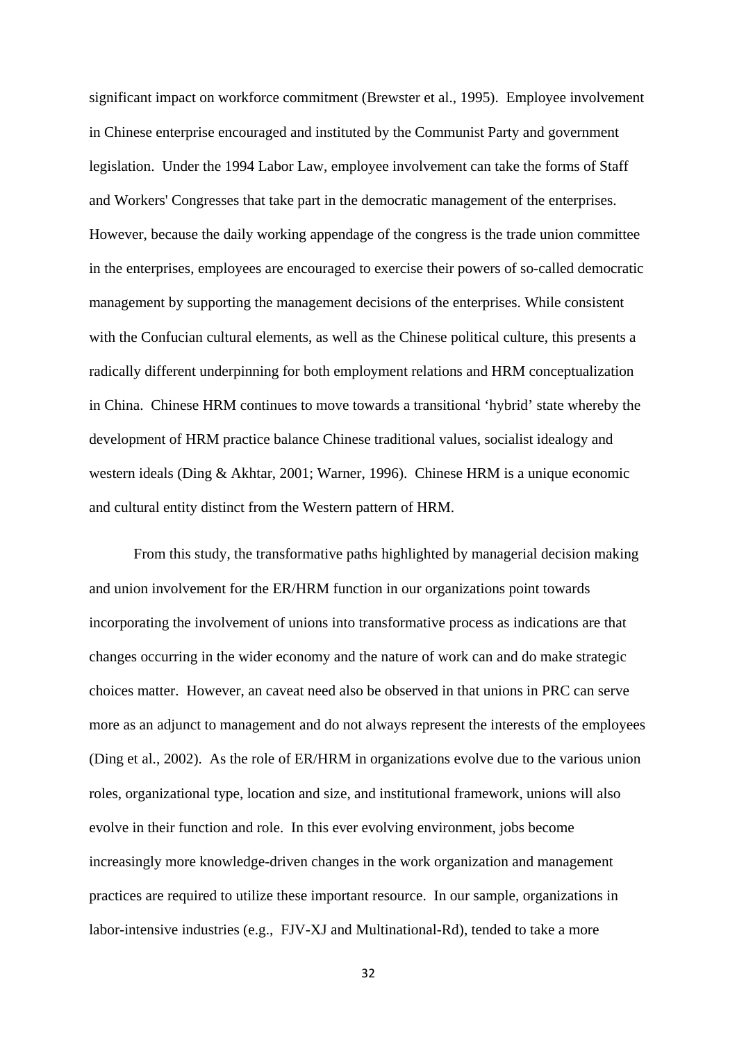significant impact on workforce commitment (Brewster et al., 1995). Employee involvement in Chinese enterprise encouraged and instituted by the Communist Party and government legislation. Under the 1994 Labor Law, employee involvement can take the forms of Staff and Workers' Congresses that take part in the democratic management of the enterprises. However, because the daily working appendage of the congress is the trade union committee in the enterprises, employees are encouraged to exercise their powers of so-called democratic management by supporting the management decisions of the enterprises. While consistent with the Confucian cultural elements, as well as the Chinese political culture, this presents a radically different underpinning for both employment relations and HRM conceptualization in China. Chinese HRM continues to move towards a transitional 'hybrid' state whereby the development of HRM practice balance Chinese traditional values, socialist idealogy and western ideals (Ding & Akhtar, 2001; Warner, 1996). Chinese HRM is a unique economic and cultural entity distinct from the Western pattern of HRM.

From this study, the transformative paths highlighted by managerial decision making and union involvement for the ER/HRM function in our organizations point towards incorporating the involvement of unions into transformative process as indications are that changes occurring in the wider economy and the nature of work can and do make strategic choices matter. However, an caveat need also be observed in that unions in PRC can serve more as an adjunct to management and do not always represent the interests of the employees (Ding et al., 2002). As the role of ER/HRM in organizations evolve due to the various union roles, organizational type, location and size, and institutional framework, unions will also evolve in their function and role. In this ever evolving environment, jobs become increasingly more knowledge-driven changes in the work organization and management practices are required to utilize these important resource. In our sample, organizations in labor-intensive industries (e.g., FJV-XJ and Multinational-Rd), tended to take a more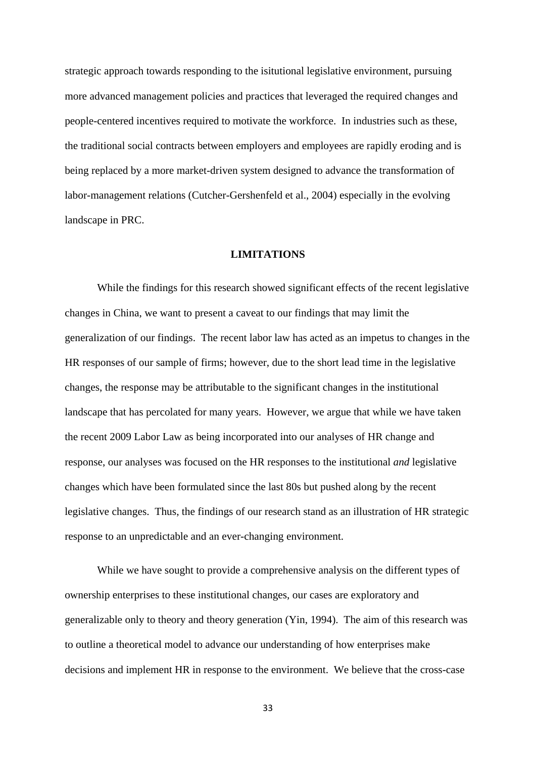strategic approach towards responding to the isitutional legislative environment, pursuing more advanced management policies and practices that leveraged the required changes and people-centered incentives required to motivate the workforce. In industries such as these, the traditional social contracts between employers and employees are rapidly eroding and is being replaced by a more market-driven system designed to advance the transformation of labor-management relations (Cutcher-Gershenfeld et al., 2004) especially in the evolving landscape in PRC.

## LIMITATIONS

While the findings for this research showed significant effects of the recent legislative changes in China, we want to present a caveat to our findings that may limit the generalization of our findings. The recent labor law has acted as an impetus to changes in the HR responses of our sample of firms; however, due to the short lead time in the legislative changes, the response may be attributable to the significant changes in the institutional landscape that has percolated for many years. However, we argue that while we have taken the recent 2009 Labor Law as being incorporated into our analyses of HR change and response, our analyses was focused on the HR responses to the institutional *and* legislative changes which have been formulated since the last 80s but pushed along by the recent legislative changes. Thus, the findings of our research stand as an illustration of HR strategic response to an unpredictable and an ever-changing environment.

While we have sought to provide a comprehensive analysis on the different types of ownership enterprises to these institutional changes, our cases are exploratory and generalizable only to theory and theory generation (Yin, 1994). The aim of this research was to outline a theoretical model to advance our understanding of how enterprises make decisions and implement HR in response to the environment. We believe that the cross-case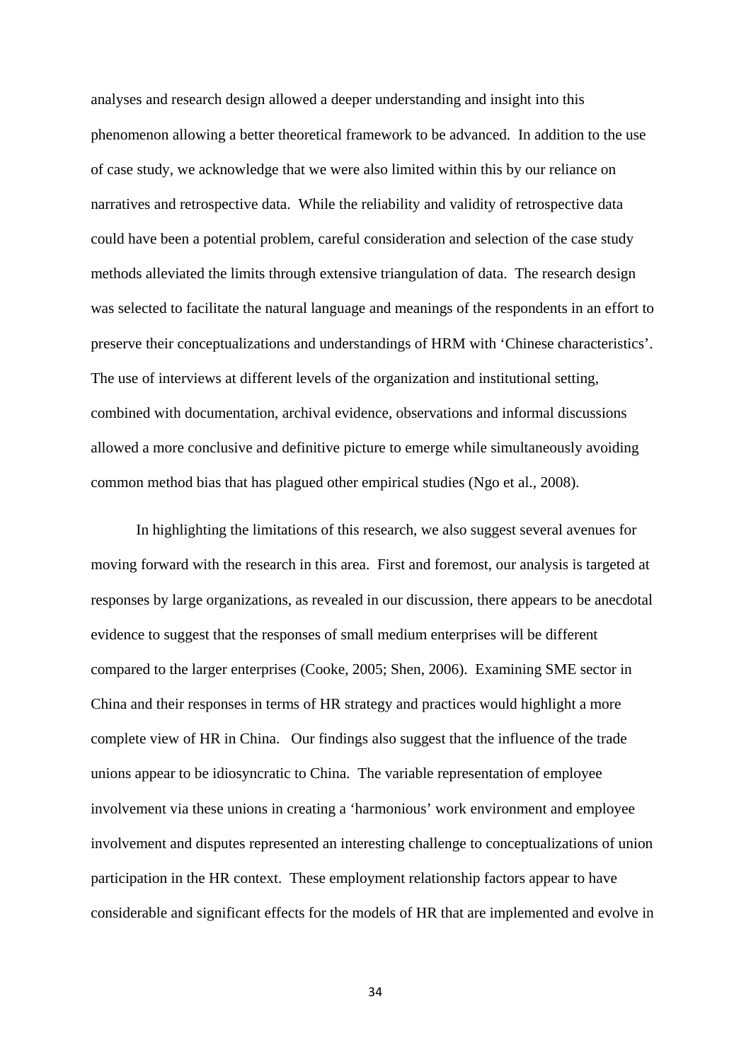analyses and research design allowed a deeper understanding and insight into this phenomenon allowing a better theoretical framework to be advanced. In addition to the use of case study, we acknowledge that we were also limited within this by our reliance on narratives and retrospective data. While the reliability and validity of retrospective data could have been a potential problem, careful consideration and selection of the case study methods alleviated the limits through extensive triangulation of data. The research design was selected to facilitate the natural language and meanings of the respondents in an effort to preserve their conceptualizations and understandings of HRM with 'Chinese characteristics'. The use of interviews at different levels of the organization and institutional setting, combined with documentation, archival evidence, observations and informal discussions allowed a more conclusive and definitive picture to emerge while simultaneously avoiding common method bias that has plagued other empirical studies (Ngo et al., 2008).

In highlighting the limitations of this research, we also suggest several avenues for moving forward with the research in this area. First and foremost, our analysis is targeted at responses by large organizations, as revealed in our discussion, there appears to be anecdotal evidence to suggest that the responses of small medium enterprises will be different compared to the larger enterprises (Cooke, 2005; Shen, 2006). Examining SME sector in China and their responses in terms of HR strategy and practices would highlight a more complete view of HR in China. Our findings also suggest that the influence of the trade unions appear to be idiosyncratic to China. The variable representation of employee involvement via these unions in creating a 'harmonious' work environment and employee involvement and disputes represented an interesting challenge to conceptualizations of union participation in the HR context. These employment relationship factors appear to have considerable and significant effects for the models of HR that are implemented and evolve in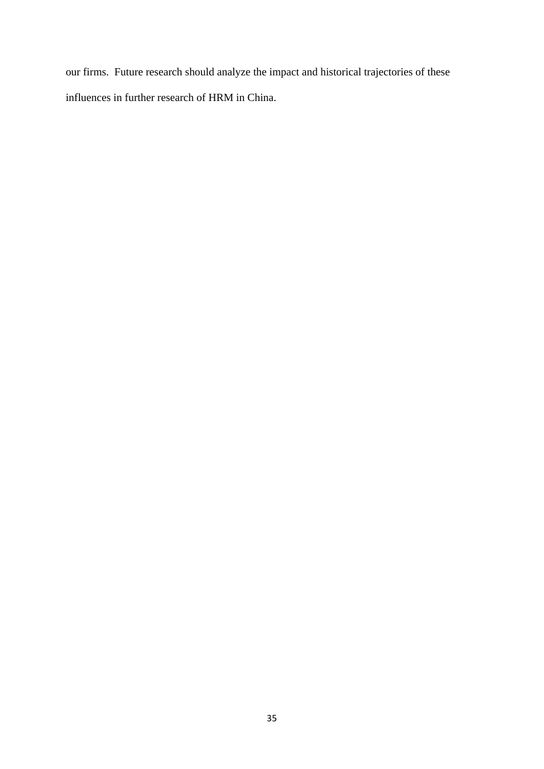our firms. Future research should analyze the impact and historical trajectories of these influences in further research of HRM in China.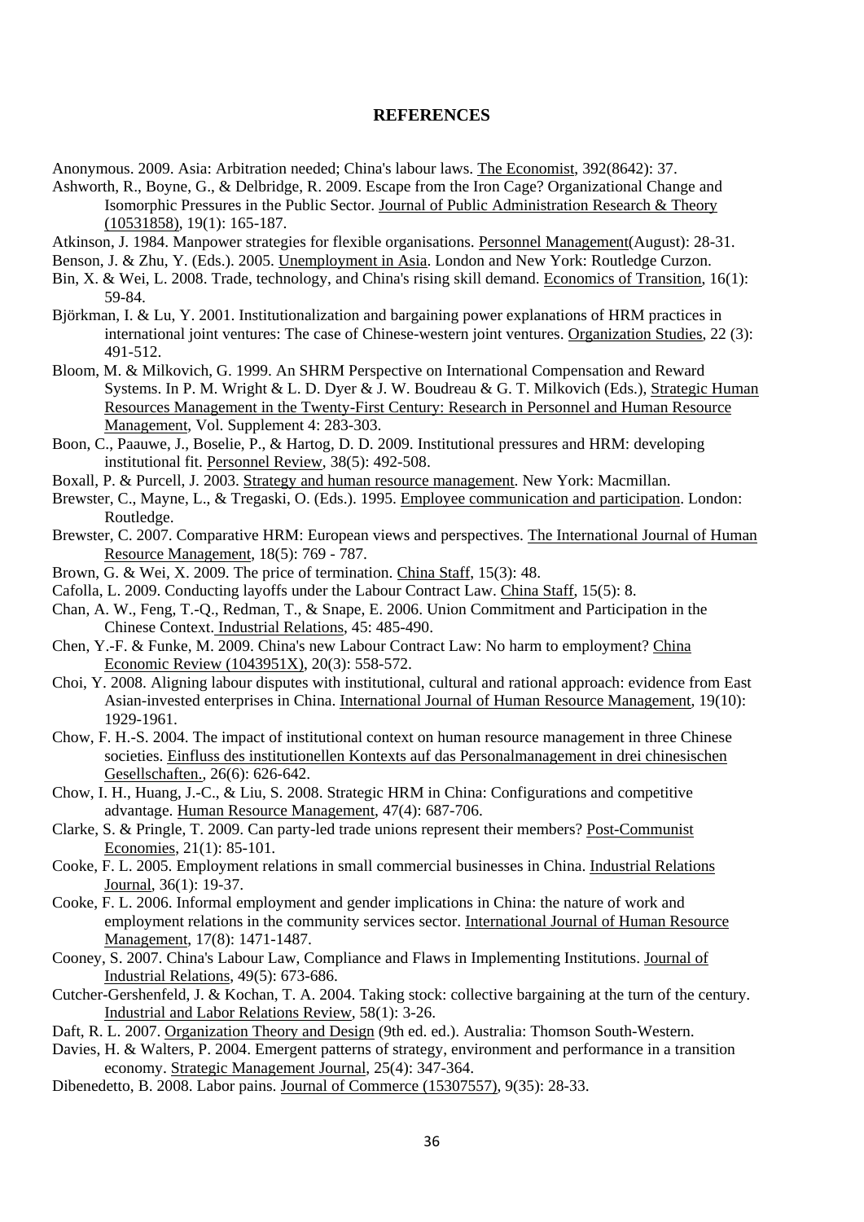## REFERENCES

Anonymous. 2009. Asia: Arbitration needed; China's labour laws. The Economist, 392(8642): 37.

Ashworth, R., Boyne, G., & Delbridge, R. 2009. Escape from the Iron Cage? Organizational Change and Isomorphic Pressures in the Public Sector. Journal of Public Administration Research & Theory (10531858), 19(1): 165-187.

Atkinson, J. 1984. Manpower strategies for flexible organisations. Personnel Management(August): 28-31.

Benson, J. & Zhu, Y. (Eds.). 2005. Unemployment in Asia. London and New York: Routledge Curzon.

Bin, X. & Wei, L. 2008. Trade, technology, and China's rising skill demand. Economics of Transition, 16(1): 59-84.

Björkman, I. & Lu, Y. 2001. Institutionalization and bargaining power explanations of HRM practices in international joint ventures: The case of Chinese-western joint ventures. Organization Studies, 22 (3): 491-512.

Bloom, M. & Milkovich, G. 1999. An SHRM Perspective on International Compensation and Reward Systems. In P. M. Wright & L. D. Dyer & J. W. Boudreau & G. T. Milkovich (Eds.), Strategic Human Resources Management in the Twenty-First Century: Research in Personnel and Human Resource Management, Vol. Supplement 4: 283-303.

Boon, C., Paauwe, J., Boselie, P., & Hartog, D. D. 2009. Institutional pressures and HRM: developing institutional fit. Personnel Review, 38(5): 492-508.

Boxall, P. & Purcell, J. 2003. Strategy and human resource management. New York: Macmillan.

Brewster, C., Mayne, L., & Tregaski, O. (Eds.). 1995. Employee communication and participation. London: Routledge.

Brewster, C. 2007. Comparative HRM: European views and perspectives. The International Journal of Human Resource Management, 18(5): 769 - 787.

Brown, G. & Wei, X. 2009. The price of termination. China Staff, 15(3): 48.

Cafolla, L. 2009. Conducting layoffs under the Labour Contract Law. China Staff, 15(5): 8.

Chan, A. W., Feng, T.-Q., Redman, T., & Snape, E. 2006. Union Commitment and Participation in the Chinese Context. Industrial Relations, 45: 485-490.

Chen, Y.-F. & Funke, M. 2009. China's new Labour Contract Law: No harm to employment? China Economic Review (1043951X), 20(3): 558-572.

Choi, Y. 2008. Aligning labour disputes with institutional, cultural and rational approach: evidence from East Asian-invested enterprises in China. International Journal of Human Resource Management, 19(10): 1929-1961.

Chow, F. H.-S. 2004. The impact of institutional context on human resource management in three Chinese societies. Einfluss des institutionellen Kontexts auf das Personalmanagement in drei chinesischen Gesellschaften., 26(6): 626-642.

Chow, I. H., Huang, J.-C., & Liu, S. 2008. Strategic HRM in China: Configurations and competitive advantage. Human Resource Management, 47(4): 687-706.

Clarke, S. & Pringle, T. 2009. Can party-led trade unions represent their members? Post-Communist Economies, 21(1): 85-101.

Cooke, F. L. 2005. Employment relations in small commercial businesses in China. Industrial Relations Journal, 36(1): 19-37.

Cooke, F. L. 2006. Informal employment and gender implications in China: the nature of work and employment relations in the community services sector. International Journal of Human Resource Management, 17(8): 1471-1487.

Cooney, S. 2007. China's Labour Law, Compliance and Flaws in Implementing Institutions. Journal of Industrial Relations, 49(5): 673-686.

Cutcher-Gershenfeld, J. & Kochan, T. A. 2004. Taking stock: collective bargaining at the turn of the century. Industrial and Labor Relations Review, 58(1): 3-26.

Daft, R. L. 2007. Organization Theory and Design (9th ed. ed.). Australia: Thomson South-Western.

Davies, H. & Walters, P. 2004. Emergent patterns of strategy, environment and performance in a transition economy. Strategic Management Journal, 25(4): 347-364.

Dibenedetto, B. 2008. Labor pains. Journal of Commerce (15307557), 9(35): 28-33.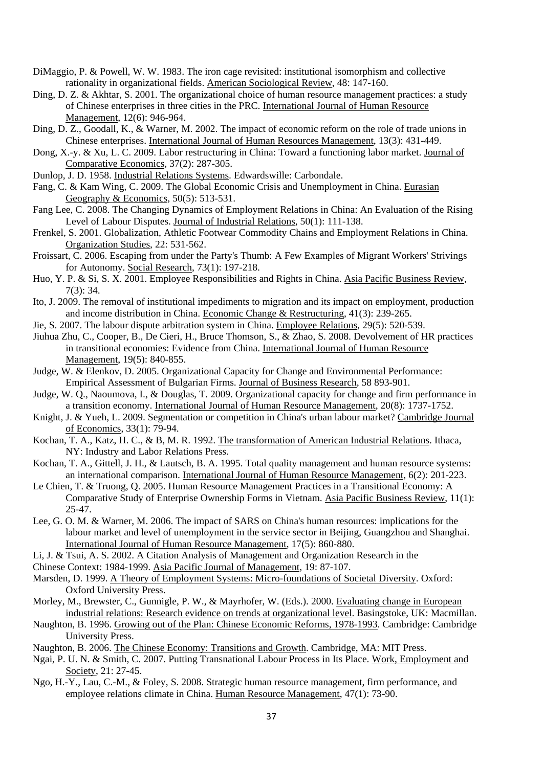DiMaggio, P. & Powell, W. W. 1983. The iron cage revisited: institutional isomorphism and collective rationality in organizational fields. American Sociological Review, 48: 147-160.

Ding, D. Z. & Akhtar, S. 2001. The organizational choice of human resource management practices: a study of Chinese enterprises in three cities in the PRC. International Journal of Human Resource Management, 12(6): 946-964.

Ding, D. Z., Goodall, K., & Warner, M. 2002. The impact of economic reform on the role of trade unions in Chinese enterprises. International Journal of Human Resources Management, 13(3): 431-449.

Dong, X.-y. & Xu, L. C. 2009. Labor restructuring in China: Toward a functioning labor market. Journal of Comparative Economics, 37(2): 287-305.

Dunlop, J. D. 1958. Industrial Relations Systems. Edwardswille: Carbondale.

Fang, C. & Kam Wing, C. 2009. The Global Economic Crisis and Unemployment in China. Eurasian Geography & Economics, 50(5): 513-531.

Fang Lee, C. 2008. The Changing Dynamics of Employment Relations in China: An Evaluation of the Rising Level of Labour Disputes. Journal of Industrial Relations, 50(1): 111-138.

Frenkel, S. 2001. Globalization, Athletic Footwear Commodity Chains and Employment Relations in China. Organization Studies, 22: 531-562.

Froissart, C. 2006. Escaping from under the Party's Thumb: A Few Examples of Migrant Workers' Strivings for Autonomy. Social Research, 73(1): 197-218.

Huo, Y. P. & Si, S. X. 2001. Employee Responsibilities and Rights in China. Asia Pacific Business Review, 7(3): 34.

Ito, J. 2009. The removal of institutional impediments to migration and its impact on employment, production and income distribution in China. Economic Change & Restructuring, 41(3): 239-265.

Jie, S. 2007. The labour dispute arbitration system in China. Employee Relations, 29(5): 520-539.

Jiuhua Zhu, C., Cooper, B., De Cieri, H., Bruce Thomson, S., & Zhao, S. 2008. Devolvement of HR practices in transitional economies: Evidence from China. International Journal of Human Resource Management, 19(5): 840-855.

Judge, W. & Elenkov, D. 2005. Organizational Capacity for Change and Environmental Performance: Empirical Assessment of Bulgarian Firms. Journal of Business Research, 58 893-901.

Judge, W. Q., Naoumova, I., & Douglas, T. 2009. Organizational capacity for change and firm performance in a transition economy. International Journal of Human Resource Management, 20(8): 1737-1752.

Knight, J. & Yueh, L. 2009. Segmentation or competition in China's urban labour market? Cambridge Journal of Economics, 33(1): 79-94.

Kochan, T. A., Katz, H. C., & B, M. R. 1992. The transformation of American Industrial Relations. Ithaca, NY: Industry and Labor Relations Press.

Kochan, T. A., Gittell, J. H., & Lautsch, B. A. 1995. Total quality management and human resource systems: an international comparison. International Journal of Human Resource Management, 6(2): 201-223.

Le Chien, T. & Truong, Q. 2005. Human Resource Management Practices in a Transitional Economy: A Comparative Study of Enterprise Ownership Forms in Vietnam. Asia Pacific Business Review, 11(1): 25-47.

Lee, G. O. M. & Warner, M. 2006. The impact of SARS on China's human resources: implications for the labour market and level of unemployment in the service sector in Beijing, Guangzhou and Shanghai. International Journal of Human Resource Management, 17(5): 860-880.

Li, J. & Tsui, A. S. 2002. A Citation Analysis of Management and Organization Research in the Chinese Context: 1984-1999. Asia Pacific Journal of Management, 19: 87-107.

Marsden, D. 1999. A Theory of Employment Systems: Micro-foundations of Societal Diversity. Oxford: Oxford University Press.

Morley, M., Brewster, C., Gunnigle, P. W., & Mayrhofer, W. (Eds.). 2000. Evaluating change in European industrial relations: Research evidence on trends at organizational level. Basingstoke, UK: Macmillan.

Naughton, B. 1996. Growing out of the Plan: Chinese Economic Reforms, 1978-1993. Cambridge: Cambridge University Press.

Naughton, B. 2006. The Chinese Economy: Transitions and Growth. Cambridge, MA: MIT Press.

Ngai, P. U. N. & Smith, C. 2007. Putting Transnational Labour Process in Its Place. Work, Employment and Society, 21: 27-45.

Ngo, H.-Y., Lau, C.-M., & Foley, S. 2008. Strategic human resource management, firm performance, and employee relations climate in China. Human Resource Management, 47(1): 73-90.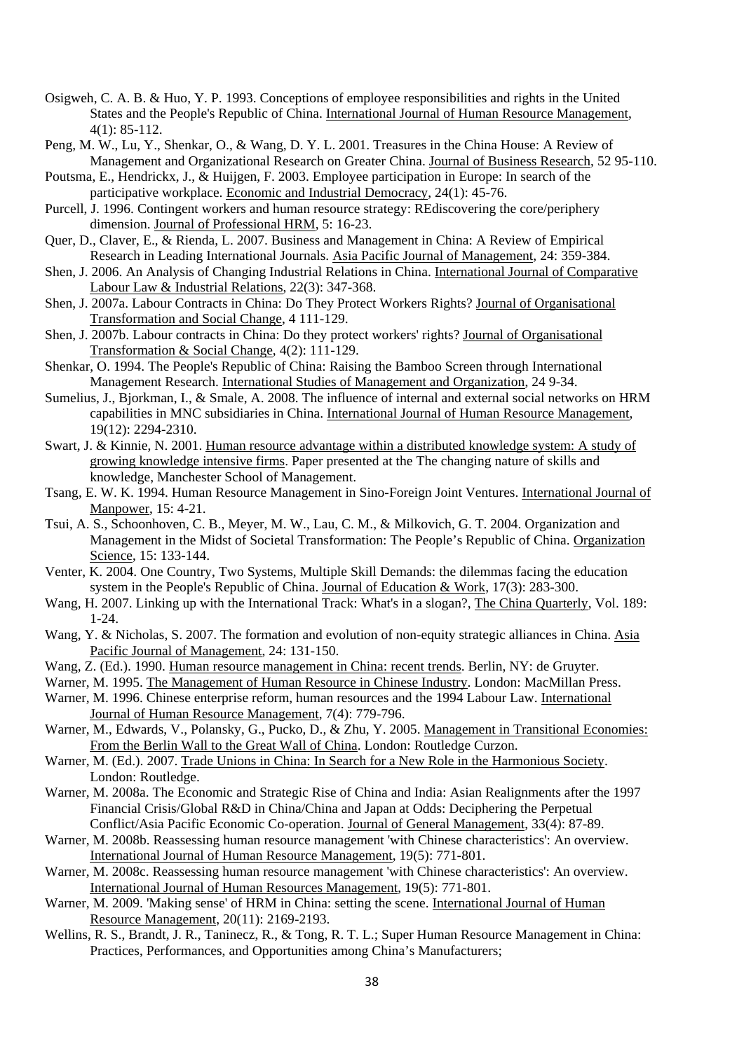Osigweh, C. A. B. & Huo, Y. P. 1993. Conceptions of employee responsibilities and rights in the United States and the People's Republic of China. International Journal of Human Resource Management, 4(1): 85-112.

Peng, M. W., Lu, Y., Shenkar, O., & Wang, D. Y. L. 2001. Treasures in the China House: A Review of Management and Organizational Research on Greater China. Journal of Business Research, 52 95-110.

Poutsma, E., Hendrickx, J., & Huijgen, F. 2003. Employee participation in Europe: In search of the participative workplace. Economic and Industrial Democracy, 24(1): 45-76.

Purcell, J. 1996. Contingent workers and human resource strategy: REdiscovering the core/periphery dimension. Journal of Professional HRM, 5: 16-23.

Quer, D., Claver, E., & Rienda, L. 2007. Business and Management in China: A Review of Empirical Research in Leading International Journals. Asia Pacific Journal of Management, 24: 359-384.

Shen, J. 2006. An Analysis of Changing Industrial Relations in China. International Journal of Comparative Labour Law & Industrial Relations, 22(3): 347-368.

Shen, J. 2007a. Labour Contracts in China: Do They Protect Workers Rights? Journal of Organisational Transformation and Social Change, 4 111-129.

Shen, J. 2007b. Labour contracts in China: Do they protect workers' rights? Journal of Organisational Transformation & Social Change, 4(2): 111-129.

Shenkar, O. 1994. The People's Republic of China: Raising the Bamboo Screen through International Management Research. International Studies of Management and Organization, 24 9-34.

Sumelius, J., Bjorkman, I., & Smale, A. 2008. The influence of internal and external social networks on HRM capabilities in MNC subsidiaries in China. International Journal of Human Resource Management, 19(12): 2294-2310.

Swart, J. & Kinnie, N. 2001. Human resource advantage within a distributed knowledge system: A study of growing knowledge intensive firms. Paper presented at the The changing nature of skills and knowledge, Manchester School of Management.

Tsang, E. W. K. 1994. Human Resource Management in Sino-Foreign Joint Ventures. International Journal of Manpower, 15: 4-21.

Tsui, A. S., Schoonhoven, C. B., Meyer, M. W., Lau, C. M., & Milkovich, G. T. 2004. Organization and Management in the Midst of Societal Transformation: The People's Republic of China. Organization Science, 15: 133-144.

Venter, K. 2004. One Country, Two Systems, Multiple Skill Demands: the dilemmas facing the education system in the People's Republic of China. Journal of Education & Work, 17(3): 283-300.

Wang, H. 2007. Linking up with the International Track: What's in a slogan?, The China Quarterly, Vol. 189: 1-24.

Wang, Y. & Nicholas, S. 2007. The formation and evolution of non-equity strategic alliances in China. Asia Pacific Journal of Management, 24: 131-150.

Wang, Z. (Ed.). 1990. Human resource management in China: recent trends. Berlin, NY: de Gruyter.

Warner, M. 1995. The Management of Human Resource in Chinese Industry. London: MacMillan Press.

Warner, M. 1996. Chinese enterprise reform, human resources and the 1994 Labour Law. International Journal of Human Resource Management, 7(4): 779-796.

Warner, M., Edwards, V., Polansky, G., Pucko, D., & Zhu, Y. 2005. Management in Transitional Economies: From the Berlin Wall to the Great Wall of China. London: Routledge Curzon.

Warner, M. (Ed.). 2007. Trade Unions in China: In Search for a New Role in the Harmonious Society. London: Routledge.

Warner, M. 2008a. The Economic and Strategic Rise of China and India: Asian Realignments after the 1997 Financial Crisis/Global R&D in China/China and Japan at Odds: Deciphering the Perpetual Conflict/Asia Pacific Economic Co-operation. Journal of General Management, 33(4): 87-89.

Warner, M. 2008b. Reassessing human resource management 'with Chinese characteristics': An overview. International Journal of Human Resource Management, 19(5): 771-801.

Warner, M. 2008c. Reassessing human resource management 'with Chinese characteristics': An overview. International Journal of Human Resources Management, 19(5): 771-801.

Warner, M. 2009. 'Making sense' of HRM in China: setting the scene. International Journal of Human Resource Management, 20(11): 2169-2193.

Wellins, R. S., Brandt, J. R., Taninecz, R., & Tong, R. T. L.; Super Human Resource Management in China: Practices, Performances, and Opportunities among China's Manufacturers;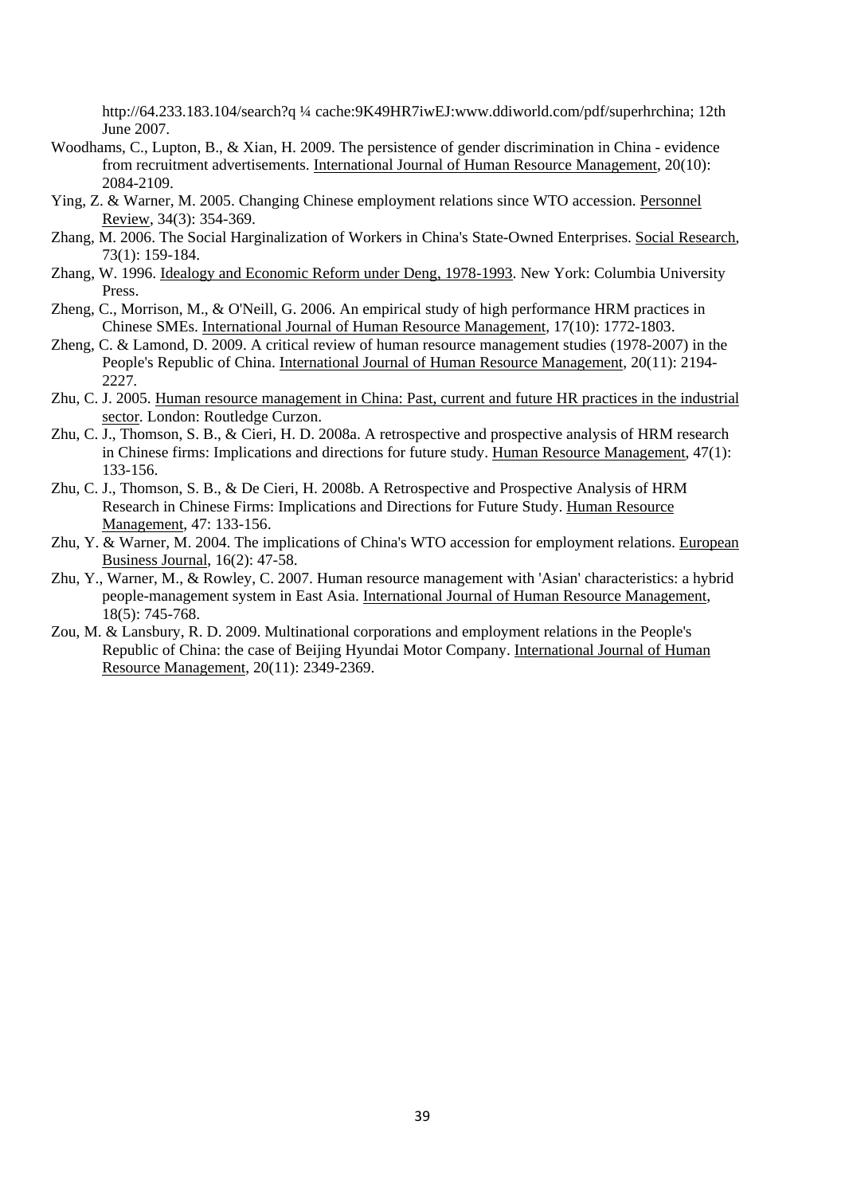http://64.233.183.104/search?q ¼ cache:9K49HR7iwEJ:www.ddiworld.com/pdf/superhrchina; 12th June 2007.

Woodhams, C., Lupton, B., & Xian, H. 2009. The persistence of gender discrimination in China - evidence from recruitment advertisements. International Journal of Human Resource Management, 20(10): 2084-2109.

Ying, Z. & Warner, M. 2005. Changing Chinese employment relations since WTO accession. Personnel Review, 34(3): 354-369.

Zhang, M. 2006. The Social Harginalization of Workers in China's State-Owned Enterprises. Social Research, 73(1): 159-184.

Zhang, W. 1996. Idealogy and Economic Reform under Deng, 1978-1993. New York: Columbia University Press.

Zheng, C., Morrison, M., & O'Neill, G. 2006. An empirical study of high performance HRM practices in Chinese SMEs. International Journal of Human Resource Management, 17(10): 1772-1803.

Zheng, C. & Lamond, D. 2009. A critical review of human resource management studies (1978-2007) in the People's Republic of China. International Journal of Human Resource Management, 20(11): 2194-2227.

Zhu, C. J. 2005. Human resource management in China: Past, current and future HR practices in the industrial sector. London: Routledge Curzon.

Zhu, C. J., Thomson, S. B., & Cieri, H. D. 2008a. A retrospective and prospective analysis of HRM research in Chinese firms: Implications and directions for future study. Human Resource Management, 47(1): 133-156.

Zhu, C. J., Thomson, S. B., & De Cieri, H. 2008b. A Retrospective and Prospective Analysis of HRM Research in Chinese Firms: Implications and Directions for Future Study. Human Resource Management, 47: 133-156.

Zhu, Y. & Warner, M. 2004. The implications of China's WTO accession for employment relations. European Business Journal, 16(2): 47-58.

Zhu, Y., Warner, M., & Rowley, C. 2007. Human resource management with 'Asian' characteristics: a hybrid people-management system in East Asia. International Journal of Human Resource Management, 18(5): 745-768.

Zou, M. & Lansbury, R. D. 2009. Multinational corporations and employment relations in the People's Republic of China: the case of Beijing Hyundai Motor Company. International Journal of Human Resource Management, 20(11): 2349-2369.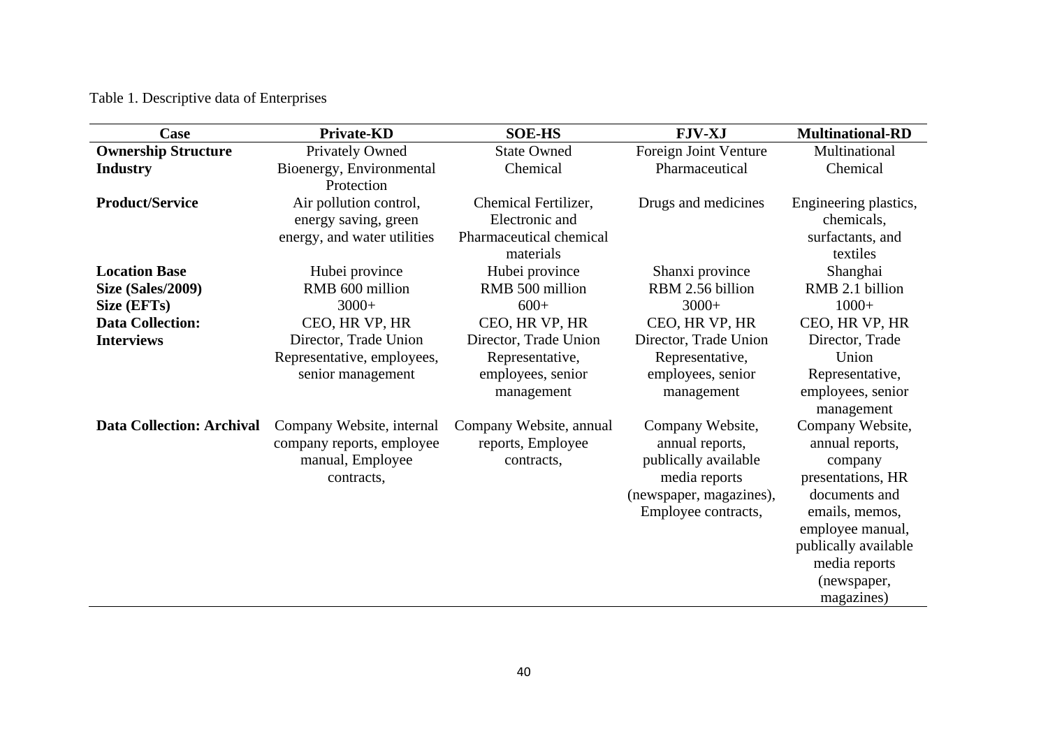Table 1. Descriptive data of Enterprises

| Case | Private-KD | SOE-HS | FJV-XJ | Multinational-RD |
|---|---|---|---|---|
| **Ownership Structure** | Privately Owned | State Owned | Foreign Joint Venture | Multinational |
| **Industry** | Bioenergy, Environmental Protection | Chemical | Pharmaceutical | Chemical |
| **Product/Service** | Air pollution control, energy saving, green energy, and water utilities | Chemical Fertilizer, Electronic and Pharmaceutical chemical materials | Drugs and medicines | Engineering plastics, chemicals, surfactants, and textiles |
| **Location Base** | Hubei province | Hubei province | Shanxi province | Shanghai |
| **Size (Sales/2009)** | RMB 600 million | RMB 500 million | RBM 2.56 billion | RMB 2.1 billion |
| **Size (EFTs)** | 3000+ | 600+ | 3000+ | 1000+ |
| **Data Collection: Interviews** | CEO, HR VP, HR Director, Trade Union Representative, employees, senior management | CEO, HR VP, HR Director, Trade Union Representative, employees, senior management | CEO, HR VP, HR Director, Trade Union Representative, employees, senior management | CEO, HR VP, HR Director, Trade Union Representative, employees, senior management |
| **Data Collection: Archival** | Company Website, internal company reports, employee manual, Employee contracts, | Company Website, annual reports, Employee contracts, | Company Website, annual reports, publically available media reports (newspaper, magazines), Employee contracts, | Company Website, annual reports, company presentations, HR documents and emails, memos, employee manual, publically available media reports (newspaper, magazines) |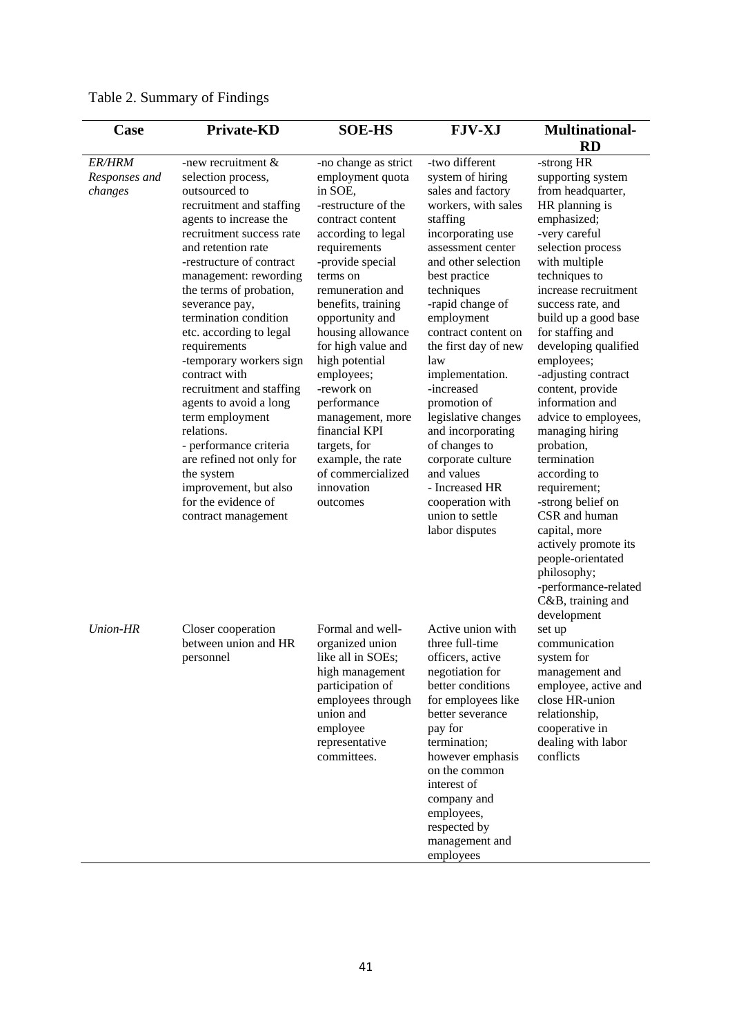Table 2. Summary of Findings

| Case | Private-KD | SOE-HS | FJV-XJ | Multinational-RD |
|---|---|---|---|---|
| *ER/HRM Responses and changes* | -new recruitment & selection process, outsourced to recruitment and staffing agents to increase the recruitment success rate and retention rate<br>-restructure of contract management: rewording the terms of probation, severance pay, termination condition etc. according to legal requirements<br>-temporary workers sign contract with recruitment and staffing agents to avoid a long term employment relations.<br>- performance criteria are refined not only for the system improvement, but also for the evidence of contract management | -no change as strict employment quota in SOE,<br>-restructure of the contract content according to legal requirements<br>-provide special terms on remuneration and benefits, training opportunity and housing allowance for high value and high potential employees;<br>-rework on performance management, more financial KPI targets, for example, the rate of commercialized innovation outcomes | -two different system of hiring sales and factory workers, with sales staffing incorporating use assessment center and other selection best practice techniques<br>-rapid change of employment contract content on the first day of new law implementation.<br>-increased promotion of legislative changes and incorporating of changes to corporate culture and values<br>- Increased HR cooperation with union to settle labor disputes | -strong HR supporting system from headquarter, HR planning is emphasized;<br>-very careful selection process with multiple techniques to increase recruitment success rate, and build up a good base for staffing and developing qualified employees;<br>-adjusting contract content, provide information and advice to employees, managing hiring probation, termination according to requirement;<br>-strong belief on CSR and human capital, more actively promote its people-orientated philosophy;<br>-performance-related C&B, training and development |
| *Union-HR* | Closer cooperation between union and HR personnel | Formal and well-organized union like all in SOEs; high management participation of employees through union and employee representative committees. | Active union with three full-time officers, active negotiation for better conditions for employees like better severance pay for termination; however emphasis on the common interest of company and employees, respected by management and employees | set up communication system for management and employee, active and close HR-union relationship, cooperative in dealing with labor conflicts |